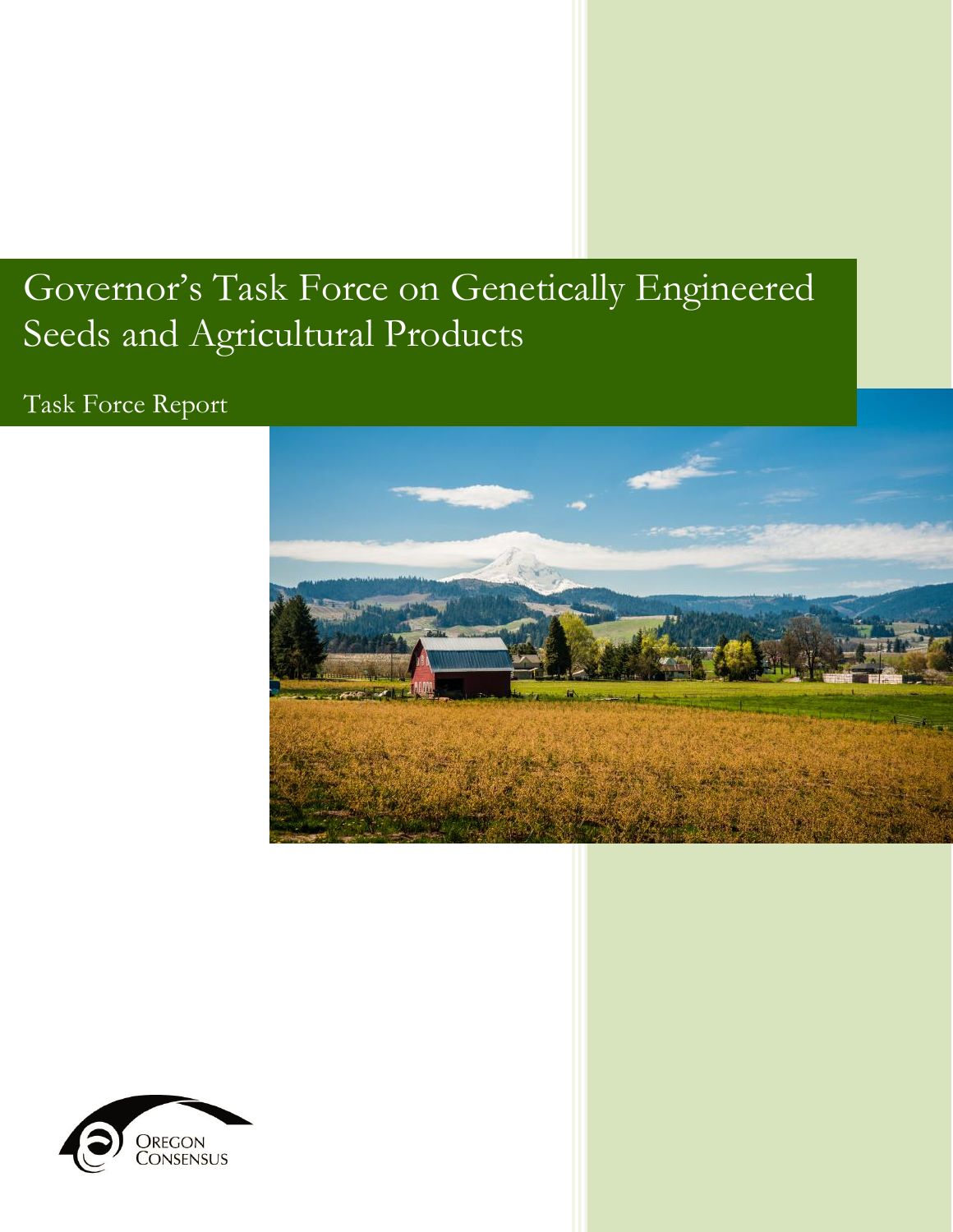# Governor's Task Force on Genetically Engineered Seeds and Agricultural Products

Task Force Report

Oregon Consensus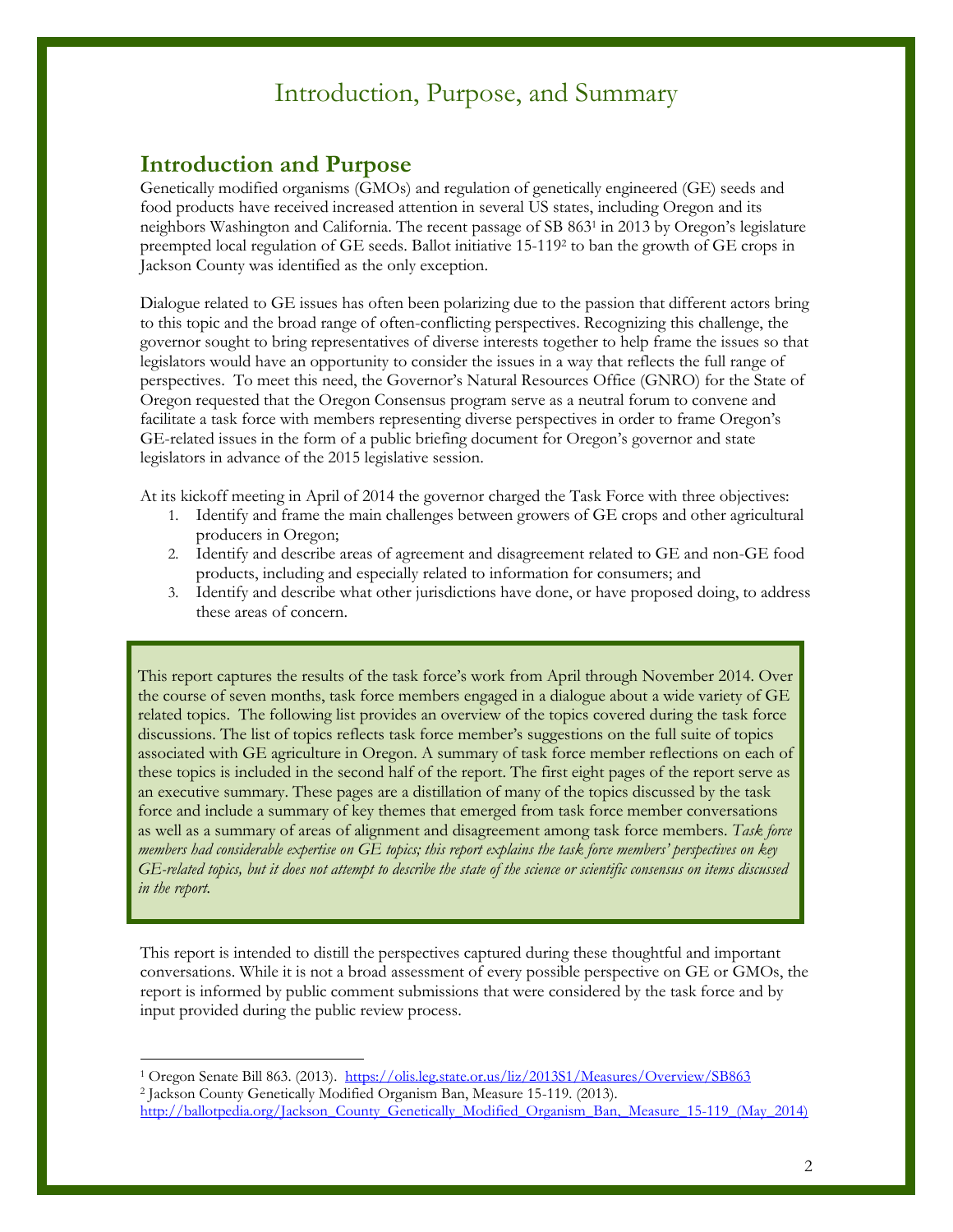# Introduction, Purpose, and Summary

## Introduction and Purpose

Genetically modified organisms (GMOs) and regulation of genetically engineered (GE) seeds and food products have received increased attention in several US states, including Oregon and its neighbors Washington and California. The recent passage of SB 863[1] in 2013 by Oregon's legislature preempted local regulation of GE seeds. Ballot initiative 15-119[2] to ban the growth of GE crops in Jackson County was identified as the only exception.

Dialogue related to GE issues has often been polarizing due to the passion that different actors bring to this topic and the broad range of often-conflicting perspectives. Recognizing this challenge, the governor sought to bring representatives of diverse interests together to help frame the issues so that legislators would have an opportunity to consider the issues in a way that reflects the full range of perspectives. To meet this need, the Governor's Natural Resources Office (GNRO) for the State of Oregon requested that the Oregon Consensus program serve as a neutral forum to convene and facilitate a task force with members representing diverse perspectives in order to frame Oregon's GE-related issues in the form of a public briefing document for Oregon's governor and state legislators in advance of the 2015 legislative session.

At its kickoff meeting in April of 2014 the governor charged the Task Force with three objectives:

1. Identify and frame the main challenges between growers of GE crops and other agricultural producers in Oregon;
2. Identify and describe areas of agreement and disagreement related to GE and non-GE food products, including and especially related to information for consumers; and
3. Identify and describe what other jurisdictions have done, or have proposed doing, to address these areas of concern.

This report captures the results of the task force's work from April through November 2014. Over the course of seven months, task force members engaged in a dialogue about a wide variety of GE related topics. The following list provides an overview of the topics covered during the task force discussions. The list of topics reflects task force member's suggestions on the full suite of topics associated with GE agriculture in Oregon. A summary of task force member reflections on each of these topics is included in the second half of the report. The first eight pages of the report serve as an executive summary. These pages are a distillation of many of the topics discussed by the task force and include a summary of key themes that emerged from task force member conversations as well as a summary of areas of alignment and disagreement among task force members. *Task force members had considerable expertise on GE topics; this report explains the task force members' perspectives on key GE-related topics, but it does not attempt to describe the state of the science or scientific consensus on items discussed in the report.*

This report is intended to distill the perspectives captured during these thoughtful and important conversations. While it is not a broad assessment of every possible perspective on GE or GMOs, the report is informed by public comment submissions that were considered by the task force and by input provided during the public review process.

---

[1] Oregon Senate Bill 863. (2013). https://olis.leg.state.or.us/liz/2013S1/Measures/Overview/SB863

[2] Jackson County Genetically Modified Organism Ban, Measure 15-119. (2013). http://ballotpedia.org/Jackson_County_Genetically_Modified_Organism_Ban,_Measure_15-119_(May_2014)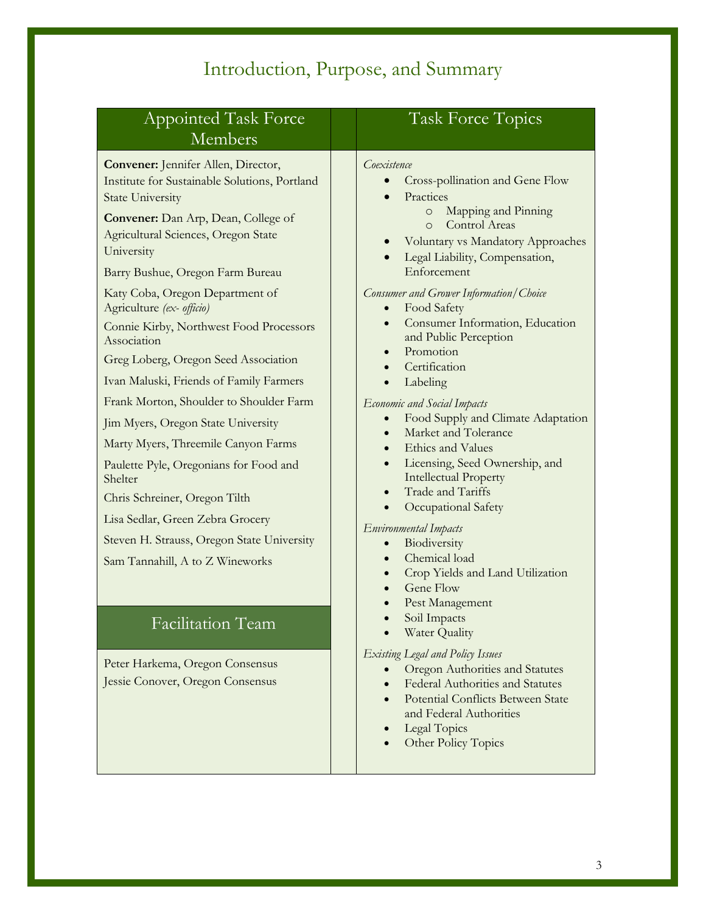# Introduction, Purpose, and Summary

## Appointed Task Force Members

**Convener:** Jennifer Allen, Director, Institute for Sustainable Solutions, Portland State University

**Convener:** Dan Arp, Dean, College of Agricultural Sciences, Oregon State University

Barry Bushue, Oregon Farm Bureau

Katy Coba, Oregon Department of Agriculture *(ex- officio)*

Connie Kirby, Northwest Food Processors Association

Greg Loberg, Oregon Seed Association

Ivan Maluski, Friends of Family Farmers

Frank Morton, Shoulder to Shoulder Farm

Jim Myers, Oregon State University

Marty Myers, Threemile Canyon Farms

Paulette Pyle, Oregonians for Food and Shelter

Chris Schreiner, Oregon Tilth

Lisa Sedlar, Green Zebra Grocery

Steven H. Strauss, Oregon State University

Sam Tannahill, A to Z Wineworks

## Facilitation Team

Peter Harkema, Oregon Consensus

Jessie Conover, Oregon Consensus

## Task Force Topics

*Coexistence*

- Cross-pollination and Gene Flow
- Practices
  - Mapping and Pinning
  - Control Areas
- Voluntary vs Mandatory Approaches
- Legal Liability, Compensation, Enforcement

*Consumer and Grower Information/Choice*

- Food Safety
- Consumer Information, Education and Public Perception
- Promotion
- Certification
- Labeling

*Economic and Social Impacts*

- Food Supply and Climate Adaptation
- Market and Tolerance
- Ethics and Values
- Licensing, Seed Ownership, and Intellectual Property
- Trade and Tariffs
- Occupational Safety

*Environmental Impacts*

- Biodiversity
- Chemical load
- Crop Yields and Land Utilization
- Gene Flow
- Pest Management
- Soil Impacts
- Water Quality

*Existing Legal and Policy Issues*

- Oregon Authorities and Statutes
- Federal Authorities and Statutes
- Potential Conflicts Between State and Federal Authorities
- Legal Topics
- Other Policy Topics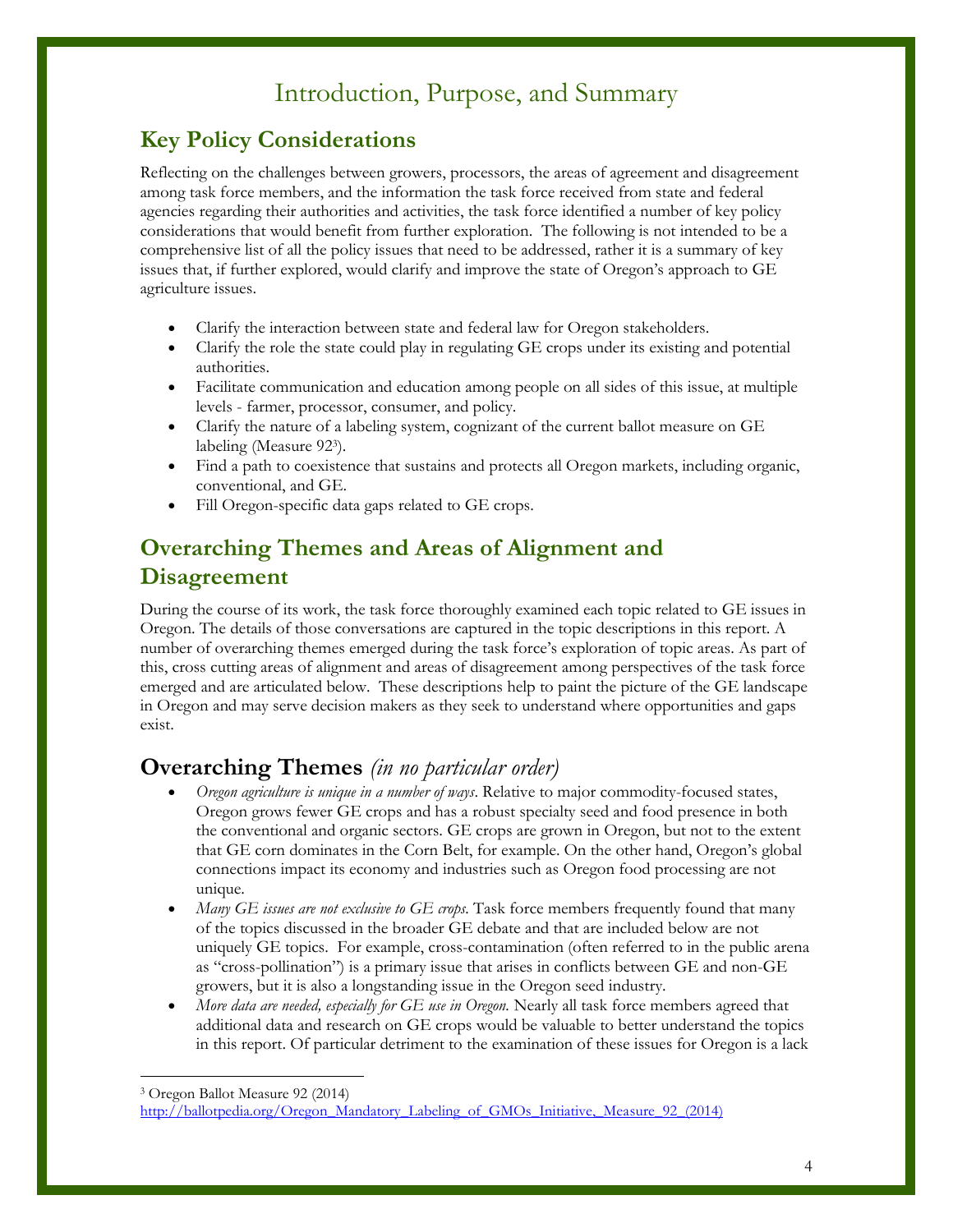# Introduction, Purpose, and Summary

## Key Policy Considerations

Reflecting on the challenges between growers, processors, the areas of agreement and disagreement among task force members, and the information the task force received from state and federal agencies regarding their authorities and activities, the task force identified a number of key policy considerations that would benefit from further exploration. The following is not intended to be a comprehensive list of all the policy issues that need to be addressed, rather it is a summary of key issues that, if further explored, would clarify and improve the state of Oregon's approach to GE agriculture issues.

- Clarify the interaction between state and federal law for Oregon stakeholders.
- Clarify the role the state could play in regulating GE crops under its existing and potential authorities.
- Facilitate communication and education among people on all sides of this issue, at multiple levels - farmer, processor, consumer, and policy.
- Clarify the nature of a labeling system, cognizant of the current ballot measure on GE labeling (Measure 92[3]).
- Find a path to coexistence that sustains and protects all Oregon markets, including organic, conventional, and GE.
- Fill Oregon-specific data gaps related to GE crops.

## Overarching Themes and Areas of Alignment and Disagreement

During the course of its work, the task force thoroughly examined each topic related to GE issues in Oregon. The details of those conversations are captured in the topic descriptions in this report. A number of overarching themes emerged during the task force's exploration of topic areas. As part of this, cross cutting areas of alignment and areas of disagreement among perspectives of the task force emerged and are articulated below. These descriptions help to paint the picture of the GE landscape in Oregon and may serve decision makers as they seek to understand where opportunities and gaps exist.

## Overarching Themes *(in no particular order)*

- *Oregon agriculture is unique in a number of ways*. Relative to major commodity-focused states, Oregon grows fewer GE crops and has a robust specialty seed and food presence in both the conventional and organic sectors. GE crops are grown in Oregon, but not to the extent that GE corn dominates in the Corn Belt, for example. On the other hand, Oregon's global connections impact its economy and industries such as Oregon food processing are not unique.
- *Many GE issues are not exclusive to GE crops*. Task force members frequently found that many of the topics discussed in the broader GE debate and that are included below are not uniquely GE topics. For example, cross-contamination (often referred to in the public arena as "cross-pollination") is a primary issue that arises in conflicts between GE and non-GE growers, but it is also a longstanding issue in the Oregon seed industry.
- *More data are needed, especially for GE use in Oregon.* Nearly all task force members agreed that additional data and research on GE crops would be valuable to better understand the topics in this report. Of particular detriment to the examination of these issues for Oregon is a lack

---

[3] Oregon Ballot Measure 92 (2014) http://ballotpedia.org/Oregon_Mandatory_Labeling_of_GMOs_Initiative,_Measure_92_(2014)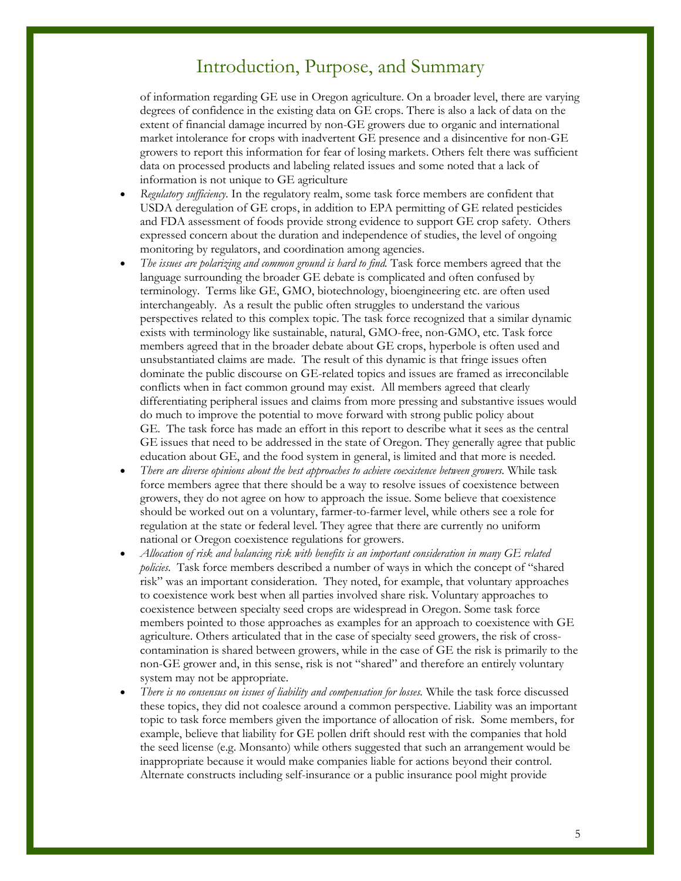of information regarding GE use in Oregon agriculture. On a broader level, there are varying degrees of confidence in the existing data on GE crops. There is also a lack of data on the extent of financial damage incurred by non-GE growers due to organic and international market intolerance for crops with inadvertent GE presence and a disincentive for non-GE growers to report this information for fear of losing markets. Others felt there was sufficient data on processed products and labeling related issues and some noted that a lack of information is not unique to GE agriculture

- *Regulatory sufficiency.* In the regulatory realm, some task force members are confident that USDA deregulation of GE crops, in addition to EPA permitting of GE related pesticides and FDA assessment of foods provide strong evidence to support GE crop safety. Others expressed concern about the duration and independence of studies, the level of ongoing monitoring by regulators, and coordination among agencies.
- *The issues are polarizing and common ground is hard to find.* Task force members agreed that the language surrounding the broader GE debate is complicated and often confused by terminology. Terms like GE, GMO, biotechnology, bioengineering etc. are often used interchangeably. As a result the public often struggles to understand the various perspectives related to this complex topic. The task force recognized that a similar dynamic exists with terminology like sustainable, natural, GMO-free, non-GMO, etc. Task force members agreed that in the broader debate about GE crops, hyperbole is often used and unsubstantiated claims are made. The result of this dynamic is that fringe issues often dominate the public discourse on GE-related topics and issues are framed as irreconcilable conflicts when in fact common ground may exist. All members agreed that clearly differentiating peripheral issues and claims from more pressing and substantive issues would do much to improve the potential to move forward with strong public policy about GE. The task force has made an effort in this report to describe what it sees as the central GE issues that need to be addressed in the state of Oregon. They generally agree that public education about GE, and the food system in general, is limited and that more is needed.
- *There are diverse opinions about the best approaches to achieve coexistence between growers.* While task force members agree that there should be a way to resolve issues of coexistence between growers, they do not agree on how to approach the issue. Some believe that coexistence should be worked out on a voluntary, farmer-to-farmer level, while others see a role for regulation at the state or federal level. They agree that there are currently no uniform national or Oregon coexistence regulations for growers.
- *Allocation of risk and balancing risk with benefits is an important consideration in many GE related policies.* Task force members described a number of ways in which the concept of "shared risk" was an important consideration. They noted, for example, that voluntary approaches to coexistence work best when all parties involved share risk. Voluntary approaches to coexistence between specialty seed crops are widespread in Oregon. Some task force members pointed to those approaches as examples for an approach to coexistence with GE agriculture. Others articulated that in the case of specialty seed growers, the risk of cross-contamination is shared between growers, while in the case of GE the risk is primarily to the non-GE grower and, in this sense, risk is not "shared" and therefore an entirely voluntary system may not be appropriate.
- *There is no consensus on issues of liability and compensation for losses.* While the task force discussed these topics, they did not coalesce around a common perspective. Liability was an important topic to task force members given the importance of allocation of risk. Some members, for example, believe that liability for GE pollen drift should rest with the companies that hold the seed license (e.g. Monsanto) while others suggested that such an arrangement would be inappropriate because it would make companies liable for actions beyond their control. Alternate constructs including self-insurance or a public insurance pool might provide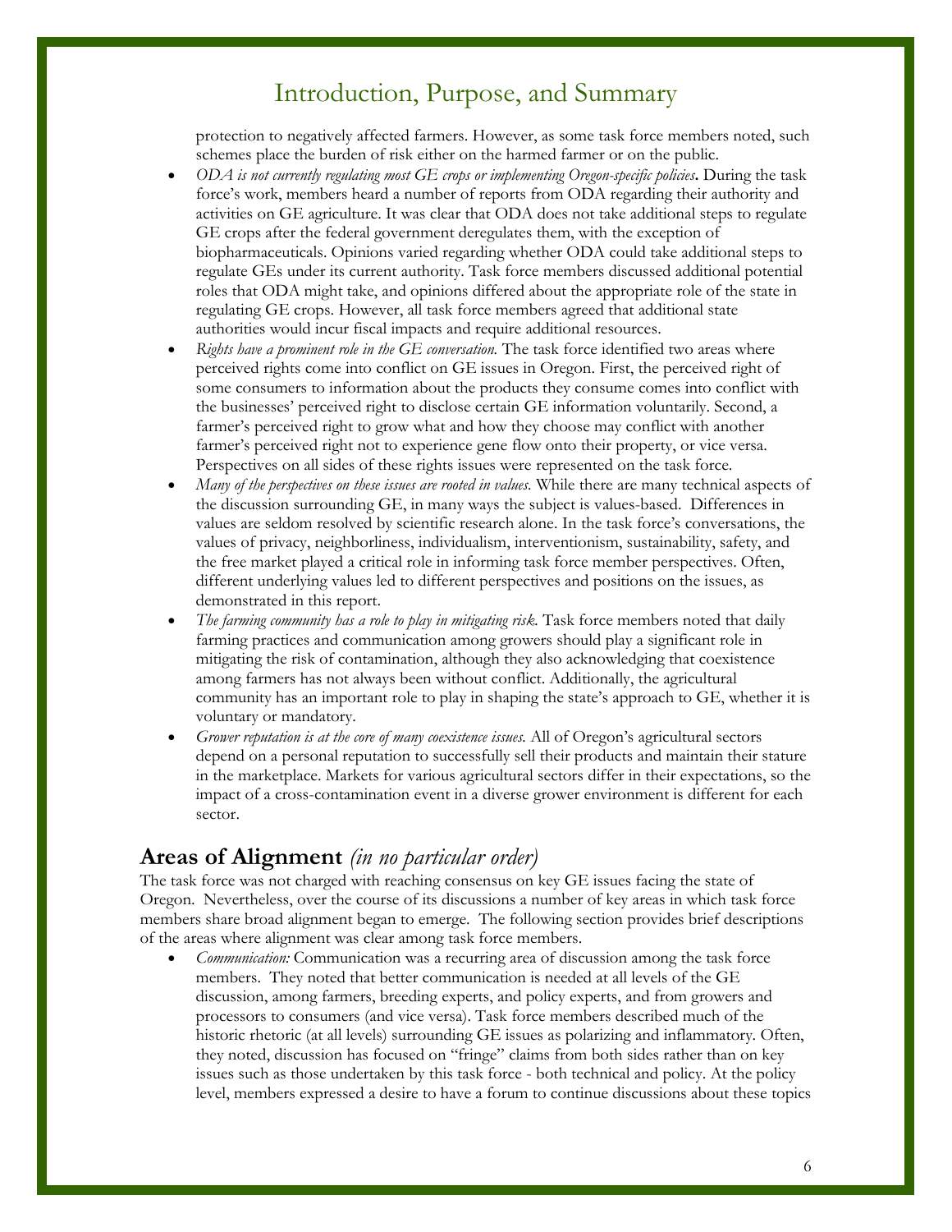protection to negatively affected farmers. However, as some task force members noted, such schemes place the burden of risk either on the harmed farmer or on the public.

- *ODA is not currently regulating most GE crops or implementing Oregon-specific policies***.** During the task force's work, members heard a number of reports from ODA regarding their authority and activities on GE agriculture. It was clear that ODA does not take additional steps to regulate GE crops after the federal government deregulates them, with the exception of biopharmaceuticals. Opinions varied regarding whether ODA could take additional steps to regulate GEs under its current authority. Task force members discussed additional potential roles that ODA might take, and opinions differed about the appropriate role of the state in regulating GE crops. However, all task force members agreed that additional state authorities would incur fiscal impacts and require additional resources.
- *Rights have a prominent role in the GE conversation.* The task force identified two areas where perceived rights come into conflict on GE issues in Oregon. First, the perceived right of some consumers to information about the products they consume comes into conflict with the businesses' perceived right to disclose certain GE information voluntarily. Second, a farmer's perceived right to grow what and how they choose may conflict with another farmer's perceived right not to experience gene flow onto their property, or vice versa. Perspectives on all sides of these rights issues were represented on the task force.
- *Many of the perspectives on these issues are rooted in values.* While there are many technical aspects of the discussion surrounding GE, in many ways the subject is values-based. Differences in values are seldom resolved by scientific research alone. In the task force's conversations, the values of privacy, neighborliness, individualism, interventionism, sustainability, safety, and the free market played a critical role in informing task force member perspectives. Often, different underlying values led to different perspectives and positions on the issues, as demonstrated in this report.
- *The farming community has a role to play in mitigating risk.* Task force members noted that daily farming practices and communication among growers should play a significant role in mitigating the risk of contamination, although they also acknowledging that coexistence among farmers has not always been without conflict. Additionally, the agricultural community has an important role to play in shaping the state's approach to GE, whether it is voluntary or mandatory.
- *Grower reputation is at the core of many coexistence issues.* All of Oregon's agricultural sectors depend on a personal reputation to successfully sell their products and maintain their stature in the marketplace. Markets for various agricultural sectors differ in their expectations, so the impact of a cross-contamination event in a diverse grower environment is different for each sector.

## Areas of Alignment *(in no particular order)*

The task force was not charged with reaching consensus on key GE issues facing the state of Oregon. Nevertheless, over the course of its discussions a number of key areas in which task force members share broad alignment began to emerge. The following section provides brief descriptions of the areas where alignment was clear among task force members.

- *Communication:* Communication was a recurring area of discussion among the task force members. They noted that better communication is needed at all levels of the GE discussion, among farmers, breeding experts, and policy experts, and from growers and processors to consumers (and vice versa). Task force members described much of the historic rhetoric (at all levels) surrounding GE issues as polarizing and inflammatory. Often, they noted, discussion has focused on "fringe" claims from both sides rather than on key issues such as those undertaken by this task force - both technical and policy. At the policy level, members expressed a desire to have a forum to continue discussions about these topics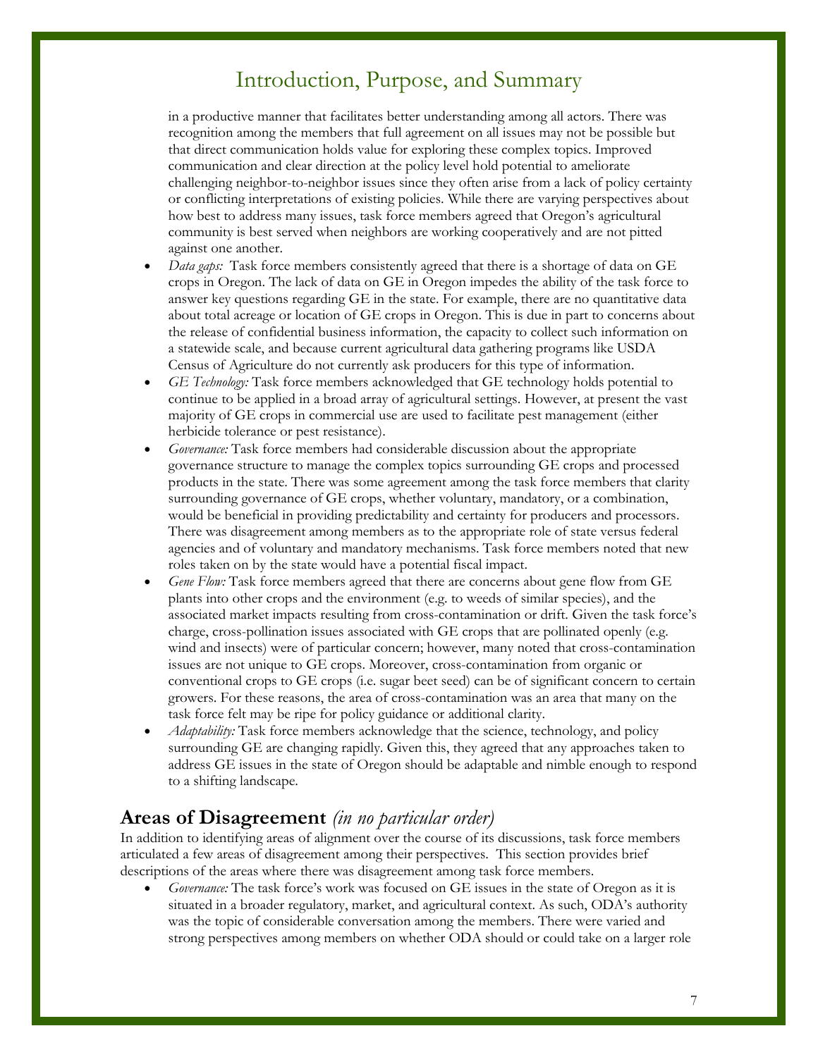in a productive manner that facilitates better understanding among all actors. There was recognition among the members that full agreement on all issues may not be possible but that direct communication holds value for exploring these complex topics. Improved communication and clear direction at the policy level hold potential to ameliorate challenging neighbor-to-neighbor issues since they often arise from a lack of policy certainty or conflicting interpretations of existing policies. While there are varying perspectives about how best to address many issues, task force members agreed that Oregon's agricultural community is best served when neighbors are working cooperatively and are not pitted against one another.

- *Data gaps:* Task force members consistently agreed that there is a shortage of data on GE crops in Oregon. The lack of data on GE in Oregon impedes the ability of the task force to answer key questions regarding GE in the state. For example, there are no quantitative data about total acreage or location of GE crops in Oregon. This is due in part to concerns about the release of confidential business information, the capacity to collect such information on a statewide scale, and because current agricultural data gathering programs like USDA Census of Agriculture do not currently ask producers for this type of information.
- *GE Technology:* Task force members acknowledged that GE technology holds potential to continue to be applied in a broad array of agricultural settings. However, at present the vast majority of GE crops in commercial use are used to facilitate pest management (either herbicide tolerance or pest resistance).
- *Governance:* Task force members had considerable discussion about the appropriate governance structure to manage the complex topics surrounding GE crops and processed products in the state. There was some agreement among the task force members that clarity surrounding governance of GE crops, whether voluntary, mandatory, or a combination, would be beneficial in providing predictability and certainty for producers and processors. There was disagreement among members as to the appropriate role of state versus federal agencies and of voluntary and mandatory mechanisms. Task force members noted that new roles taken on by the state would have a potential fiscal impact.
- *Gene Flow:* Task force members agreed that there are concerns about gene flow from GE plants into other crops and the environment (e.g. to weeds of similar species), and the associated market impacts resulting from cross-contamination or drift. Given the task force's charge, cross-pollination issues associated with GE crops that are pollinated openly (e.g. wind and insects) were of particular concern; however, many noted that cross-contamination issues are not unique to GE crops. Moreover, cross-contamination from organic or conventional crops to GE crops (i.e. sugar beet seed) can be of significant concern to certain growers. For these reasons, the area of cross-contamination was an area that many on the task force felt may be ripe for policy guidance or additional clarity.
- *Adaptability:* Task force members acknowledge that the science, technology, and policy surrounding GE are changing rapidly. Given this, they agreed that any approaches taken to address GE issues in the state of Oregon should be adaptable and nimble enough to respond to a shifting landscape.

## Areas of Disagreement *(in no particular order)*

In addition to identifying areas of alignment over the course of its discussions, task force members articulated a few areas of disagreement among their perspectives. This section provides brief descriptions of the areas where there was disagreement among task force members.

- *Governance:* The task force's work was focused on GE issues in the state of Oregon as it is situated in a broader regulatory, market, and agricultural context. As such, ODA's authority was the topic of considerable conversation among the members. There were varied and strong perspectives among members on whether ODA should or could take on a larger role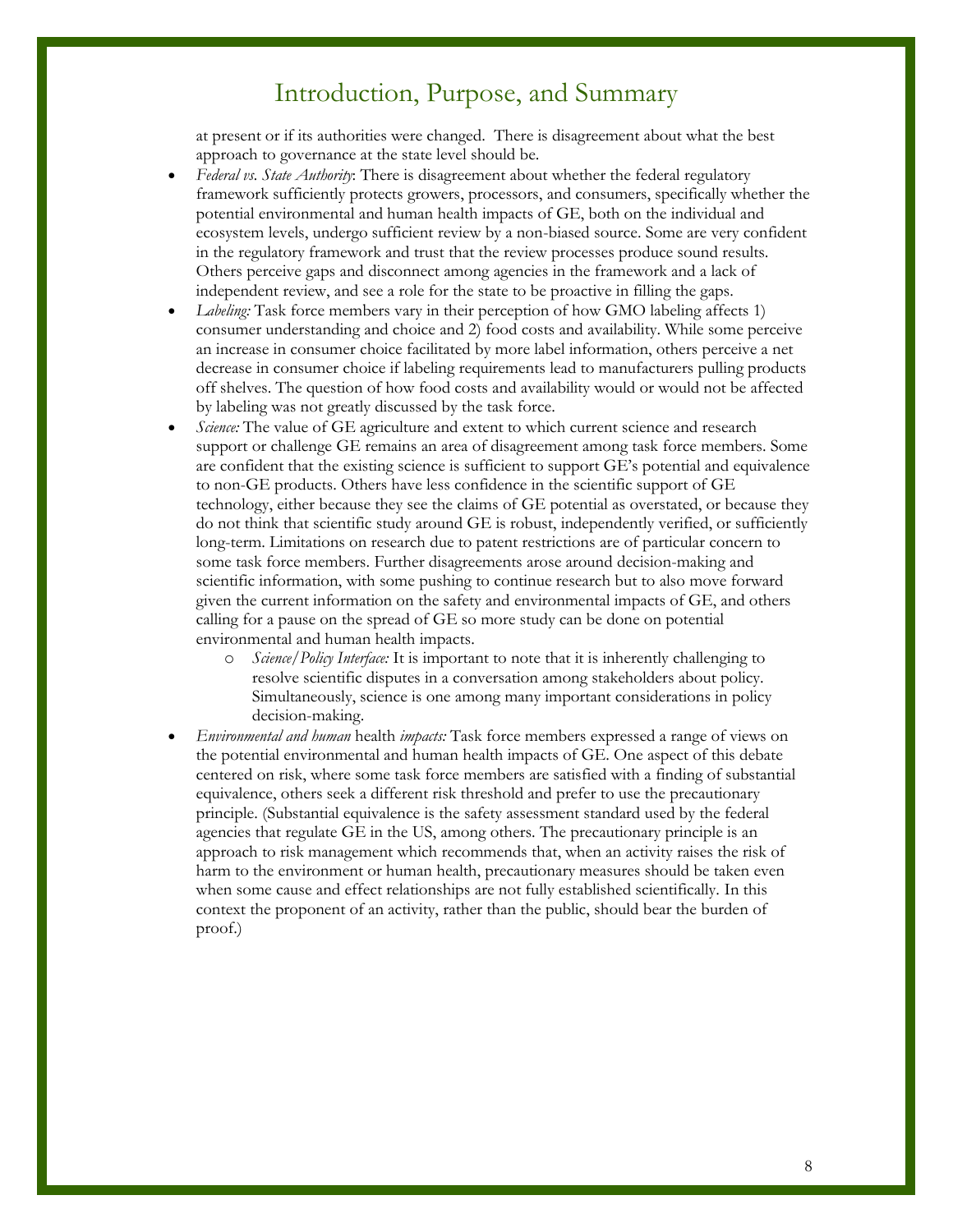at present or if its authorities were changed. There is disagreement about what the best approach to governance at the state level should be.

- *Federal vs. State Authority*: There is disagreement about whether the federal regulatory framework sufficiently protects growers, processors, and consumers, specifically whether the potential environmental and human health impacts of GE, both on the individual and ecosystem levels, undergo sufficient review by a non-biased source. Some are very confident in the regulatory framework and trust that the review processes produce sound results. Others perceive gaps and disconnect among agencies in the framework and a lack of independent review, and see a role for the state to be proactive in filling the gaps.
- *Labeling:* Task force members vary in their perception of how GMO labeling affects 1) consumer understanding and choice and 2) food costs and availability. While some perceive an increase in consumer choice facilitated by more label information, others perceive a net decrease in consumer choice if labeling requirements lead to manufacturers pulling products off shelves. The question of how food costs and availability would or would not be affected by labeling was not greatly discussed by the task force.
- *Science:* The value of GE agriculture and extent to which current science and research support or challenge GE remains an area of disagreement among task force members. Some are confident that the existing science is sufficient to support GE's potential and equivalence to non-GE products. Others have less confidence in the scientific support of GE technology, either because they see the claims of GE potential as overstated, or because they do not think that scientific study around GE is robust, independently verified, or sufficiently long-term. Limitations on research due to patent restrictions are of particular concern to some task force members. Further disagreements arose around decision-making and scientific information, with some pushing to continue research but to also move forward given the current information on the safety and environmental impacts of GE, and others calling for a pause on the spread of GE so more study can be done on potential environmental and human health impacts.
  - *Science/Policy Interface:* It is important to note that it is inherently challenging to resolve scientific disputes in a conversation among stakeholders about policy. Simultaneously, science is one among many important considerations in policy decision-making.
- *Environmental and human* health *impacts:* Task force members expressed a range of views on the potential environmental and human health impacts of GE. One aspect of this debate centered on risk, where some task force members are satisfied with a finding of substantial equivalence, others seek a different risk threshold and prefer to use the precautionary principle. (Substantial equivalence is the safety assessment standard used by the federal agencies that regulate GE in the US, among others. The precautionary principle is an approach to risk management which recommends that, when an activity raises the risk of harm to the environment or human health, precautionary measures should be taken even when some cause and effect relationships are not fully established scientifically. In this context the proponent of an activity, rather than the public, should bear the burden of proof.)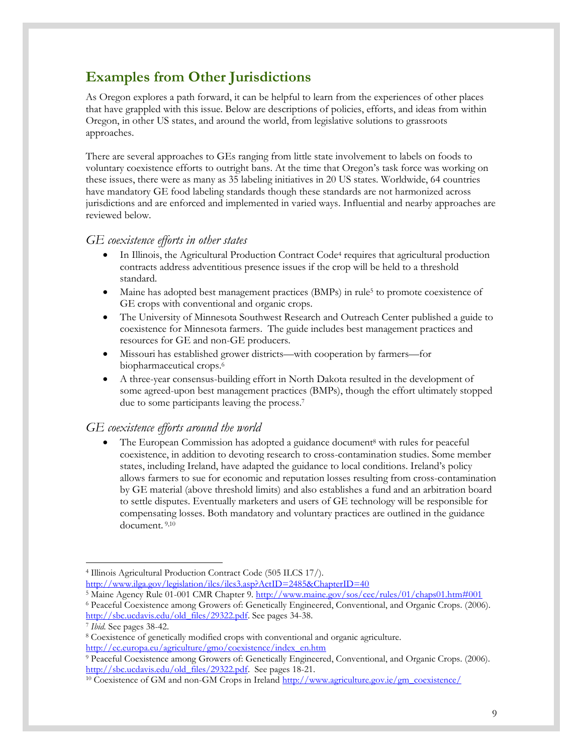## Examples from Other Jurisdictions

As Oregon explores a path forward, it can be helpful to learn from the experiences of other places that have grappled with this issue. Below are descriptions of policies, efforts, and ideas from within Oregon, in other US states, and around the world, from legislative solutions to grassroots approaches.

There are several approaches to GEs ranging from little state involvement to labels on foods to voluntary coexistence efforts to outright bans. At the time that Oregon's task force was working on these issues, there were as many as 35 labeling initiatives in 20 US states. Worldwide, 64 countries have mandatory GE food labeling standards though these standards are not harmonized across jurisdictions and are enforced and implemented in varied ways. Influential and nearby approaches are reviewed below.

### *GE coexistence efforts in other states*

- In Illinois, the Agricultural Production Contract Code[4] requires that agricultural production contracts address adventitious presence issues if the crop will be held to a threshold standard.
- Maine has adopted best management practices (BMPs) in rule[5] to promote coexistence of GE crops with conventional and organic crops.
- The University of Minnesota Southwest Research and Outreach Center published a guide to coexistence for Minnesota farmers. The guide includes best management practices and resources for GE and non-GE producers.
- Missouri has established grower districts—with cooperation by farmers—for biopharmaceutical crops.[6]
- A three-year consensus-building effort in North Dakota resulted in the development of some agreed-upon best management practices (BMPs), though the effort ultimately stopped due to some participants leaving the process.[7]

### *GE coexistence efforts around the world*

- The European Commission has adopted a guidance document[8] with rules for peaceful coexistence, in addition to devoting research to cross-contamination studies. Some member states, including Ireland, have adapted the guidance to local conditions. Ireland's policy allows farmers to sue for economic and reputation losses resulting from cross-contamination by GE material (above threshold limits) and also establishes a fund and an arbitration board to settle disputes. Eventually marketers and users of GE technology will be responsible for compensating losses. Both mandatory and voluntary practices are outlined in the guidance document.[9,10]

---

[4] Illinois Agricultural Production Contract Code (505 ILCS 17/). http://www.ilga.gov/legislation/ilcs/ilcs3.asp?ActID=2485&ChapterID=40

[5] Maine Agency Rule 01-001 CMR Chapter 9. http://www.maine.gov/sos/cec/rules/01/chaps01.htm#001

[6] Peaceful Coexistence among Growers of: Genetically Engineered, Conventional, and Organic Crops. (2006). http://sbc.ucdavis.edu/old_files/29322.pdf. See pages 34-38.

[7] *Ibid.* See pages 38-42.

[8] Coexistence of genetically modified crops with conventional and organic agriculture. http://ec.europa.eu/agriculture/gmo/coexistence/index_en.htm

[9] Peaceful Coexistence among Growers of: Genetically Engineered, Conventional, and Organic Crops. (2006). http://sbc.ucdavis.edu/old_files/29322.pdf. See pages 18-21.

[10] Coexistence of GM and non-GM Crops in Ireland http://www.agriculture.gov.ie/gm_coexistence/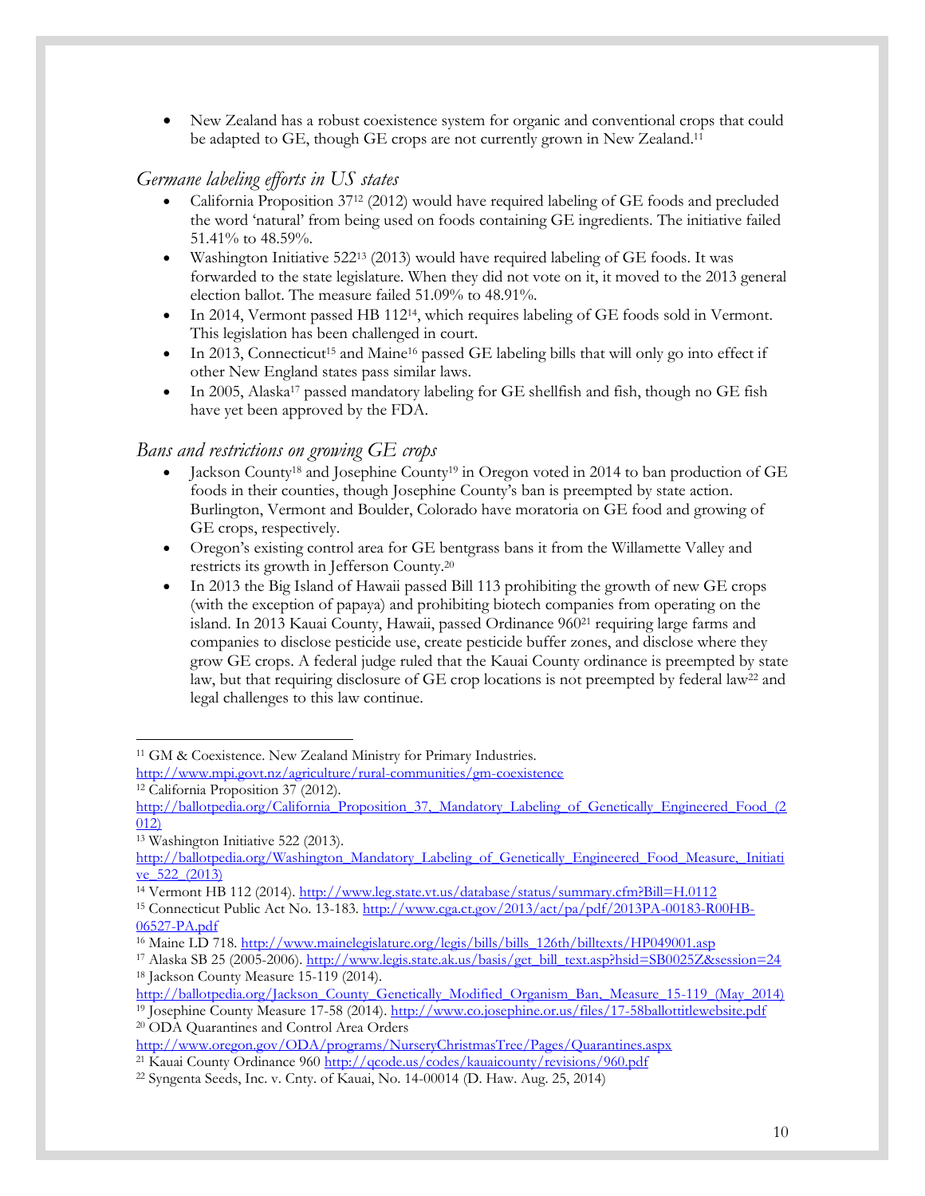- New Zealand has a robust coexistence system for organic and conventional crops that could be adapted to GE, though GE crops are not currently grown in New Zealand.[11]

### *Germane labeling efforts in US states*

- California Proposition 37[12] (2012) would have required labeling of GE foods and precluded the word 'natural' from being used on foods containing GE ingredients. The initiative failed 51.41% to 48.59%.
- Washington Initiative 522[13] (2013) would have required labeling of GE foods. It was forwarded to the state legislature. When they did not vote on it, it moved to the 2013 general election ballot. The measure failed 51.09% to 48.91%.
- In 2014, Vermont passed HB 112[14], which requires labeling of GE foods sold in Vermont. This legislation has been challenged in court.
- In 2013, Connecticut[15] and Maine[16] passed GE labeling bills that will only go into effect if other New England states pass similar laws.
- In 2005, Alaska[17] passed mandatory labeling for GE shellfish and fish, though no GE fish have yet been approved by the FDA.

### *Bans and restrictions on growing GE crops*

- Jackson County[18] and Josephine County[19] in Oregon voted in 2014 to ban production of GE foods in their counties, though Josephine County's ban is preempted by state action. Burlington, Vermont and Boulder, Colorado have moratoria on GE food and growing of GE crops, respectively.
- Oregon's existing control area for GE bentgrass bans it from the Willamette Valley and restricts its growth in Jefferson County.[20]
- In 2013 the Big Island of Hawaii passed Bill 113 prohibiting the growth of new GE crops (with the exception of papaya) and prohibiting biotech companies from operating on the island. In 2013 Kauai County, Hawaii, passed Ordinance 960[21] requiring large farms and companies to disclose pesticide use, create pesticide buffer zones, and disclose where they grow GE crops. A federal judge ruled that the Kauai County ordinance is preempted by state law, but that requiring disclosure of GE crop locations is not preempted by federal law[22] and legal challenges to this law continue.

---

[11] GM & Coexistence. New Zealand Ministry for Primary Industries. http://www.mpi.govt.nz/agriculture/rural-communities/gm-coexistence

[12] California Proposition 37 (2012). http://ballotpedia.org/California_Proposition_37,_Mandatory_Labeling_of_Genetically_Engineered_Food_(2012)

[13] Washington Initiative 522 (2013). http://ballotpedia.org/Washington_Mandatory_Labeling_of_Genetically_Engineered_Food_Measure,_Initiative_522_(2013)

[14] Vermont HB 112 (2014). http://www.leg.state.vt.us/database/status/summary.cfm?Bill=H.0112

[15] Connecticut Public Act No. 13-183. http://www.cga.ct.gov/2013/act/pa/pdf/2013PA-00183-R00HB-06527-PA.pdf

[16] Maine LD 718. http://www.mainelegislature.org/legis/bills/bills_126th/billtexts/HP049001.asp

[17] Alaska SB 25 (2005-2006). http://www.legis.state.ak.us/basis/get_bill_text.asp?hsid=SB0025Z&session=24

[18] Jackson County Measure 15-119 (2014). http://ballotpedia.org/Jackson_County_Genetically_Modified_Organism_Ban,_Measure_15-119_(May_2014)

[19] Josephine County Measure 17-58 (2014). http://www.co.josephine.or.us/files/17-58ballottitlewebsite.pdf

[20] ODA Quarantines and Control Area Orders http://www.oregon.gov/ODA/programs/NurseryChristmasTree/Pages/Quarantines.aspx

[21] Kauai County Ordinance 960 http://qcode.us/codes/kauaicounty/revisions/960.pdf

[22] Syngenta Seeds, Inc. v. Cnty. of Kauai, No. 14-00014 (D. Haw. Aug. 25, 2014)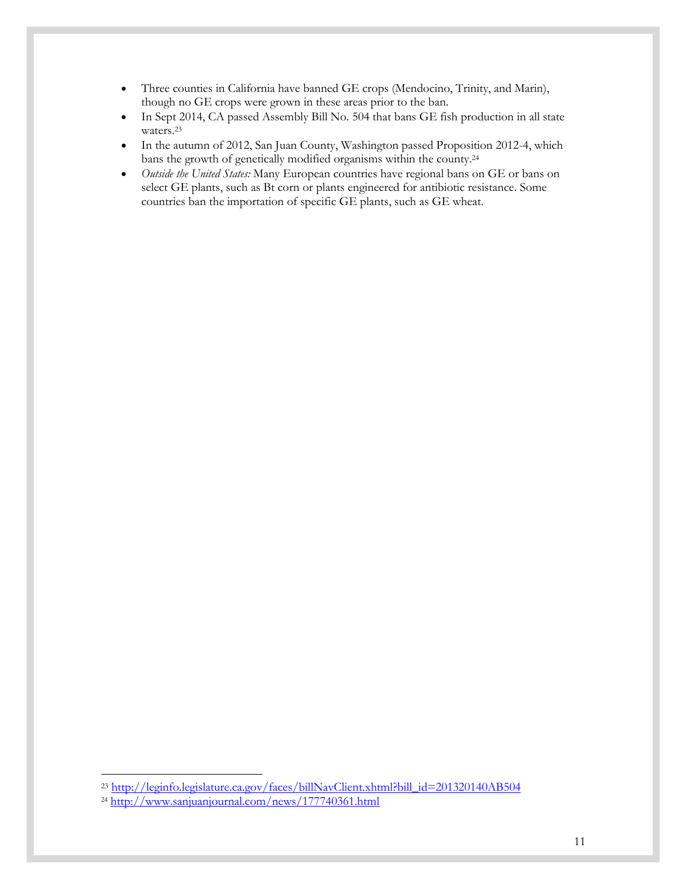- Three counties in California have banned GE crops (Mendocino, Trinity, and Marin), though no GE crops were grown in these areas prior to the ban.
- In Sept 2014, CA passed Assembly Bill No. 504 that bans GE fish production in all state waters.[23]
- In the autumn of 2012, San Juan County, Washington passed Proposition 2012-4, which bans the growth of genetically modified organisms within the county.[24]
- *Outside the United States:* Many European countries have regional bans on GE or bans on select GE plants, such as Bt corn or plants engineered for antibiotic resistance. Some countries ban the importation of specific GE plants, such as GE wheat.

---

[23] http://leginfo.legislature.ca.gov/faces/billNavClient.xhtml?bill_id=201320140AB504

[24] http://www.sanjuanjournal.com/news/177740361.html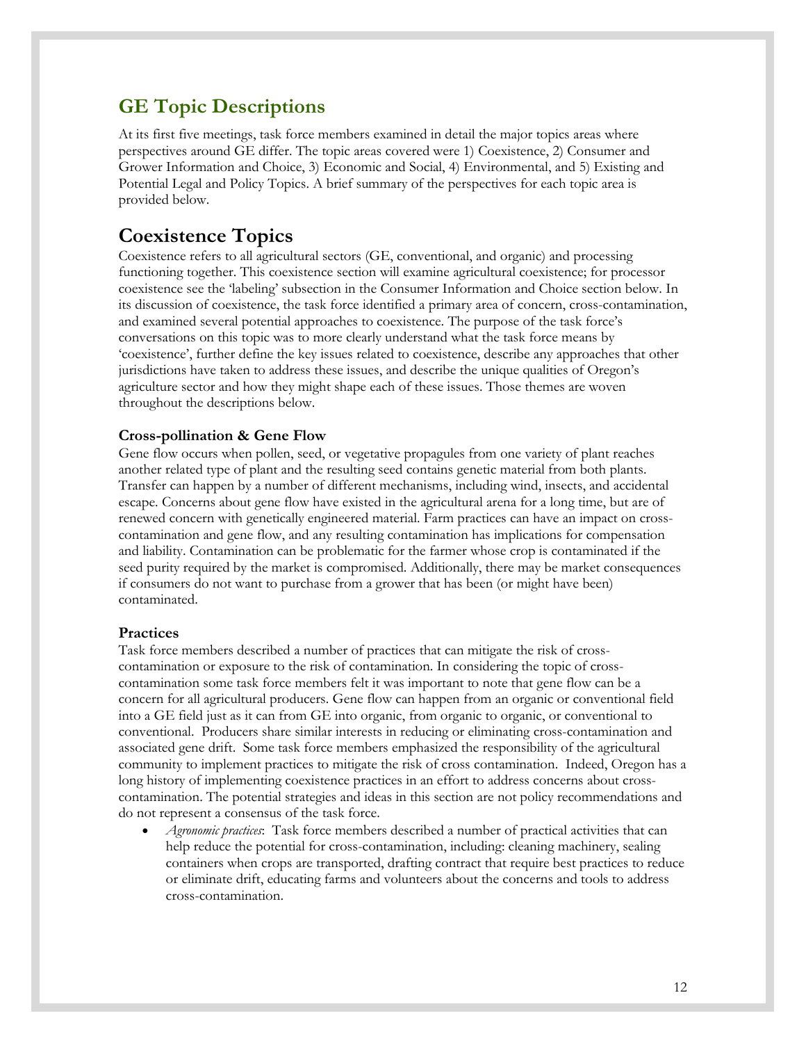## GE Topic Descriptions

At its first five meetings, task force members examined in detail the major topics areas where perspectives around GE differ. The topic areas covered were 1) Coexistence, 2) Consumer and Grower Information and Choice, 3) Economic and Social, 4) Environmental, and 5) Existing and Potential Legal and Policy Topics. A brief summary of the perspectives for each topic area is provided below.

## Coexistence Topics

Coexistence refers to all agricultural sectors (GE, conventional, and organic) and processing functioning together. This coexistence section will examine agricultural coexistence; for processor coexistence see the 'labeling' subsection in the Consumer Information and Choice section below. In its discussion of coexistence, the task force identified a primary area of concern, cross-contamination, and examined several potential approaches to coexistence. The purpose of the task force's conversations on this topic was to more clearly understand what the task force means by 'coexistence', further define the key issues related to coexistence, describe any approaches that other jurisdictions have taken to address these issues, and describe the unique qualities of Oregon's agriculture sector and how they might shape each of these issues. Those themes are woven throughout the descriptions below.

### Cross-pollination & Gene Flow

Gene flow occurs when pollen, seed, or vegetative propagules from one variety of plant reaches another related type of plant and the resulting seed contains genetic material from both plants. Transfer can happen by a number of different mechanisms, including wind, insects, and accidental escape. Concerns about gene flow have existed in the agricultural arena for a long time, but are of renewed concern with genetically engineered material. Farm practices can have an impact on cross-contamination and gene flow, and any resulting contamination has implications for compensation and liability. Contamination can be problematic for the farmer whose crop is contaminated if the seed purity required by the market is compromised. Additionally, there may be market consequences if consumers do not want to purchase from a grower that has been (or might have been) contaminated.

### Practices

Task force members described a number of practices that can mitigate the risk of cross-contamination or exposure to the risk of contamination. In considering the topic of cross-contamination some task force members felt it was important to note that gene flow can be a concern for all agricultural producers. Gene flow can happen from an organic or conventional field into a GE field just as it can from GE into organic, from organic to organic, or conventional to conventional. Producers share similar interests in reducing or eliminating cross-contamination and associated gene drift. Some task force members emphasized the responsibility of the agricultural community to implement practices to mitigate the risk of cross contamination. Indeed, Oregon has a long history of implementing coexistence practices in an effort to address concerns about cross-contamination. The potential strategies and ideas in this section are not policy recommendations and do not represent a consensus of the task force.

- *Agronomic practices*: Task force members described a number of practical activities that can help reduce the potential for cross-contamination, including: cleaning machinery, sealing containers when crops are transported, drafting contract that require best practices to reduce or eliminate drift, educating farms and volunteers about the concerns and tools to address cross-contamination.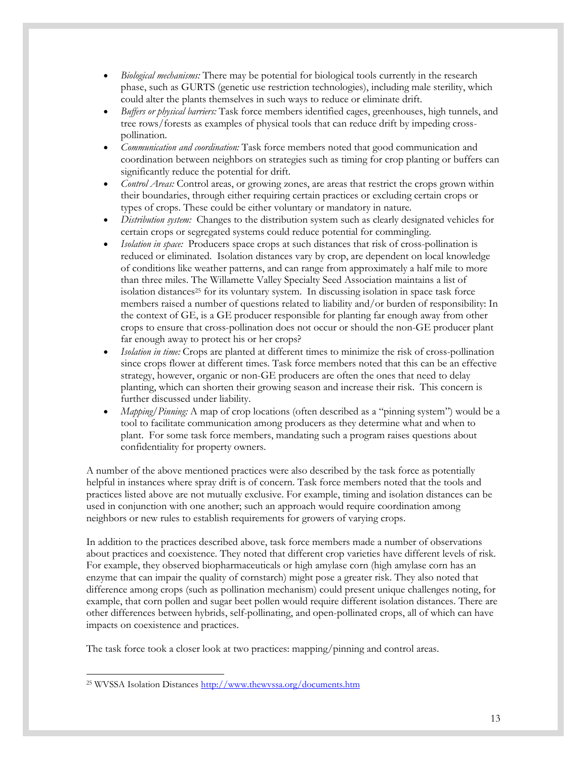- *Biological mechanisms:* There may be potential for biological tools currently in the research phase, such as GURTS (genetic use restriction technologies), including male sterility, which could alter the plants themselves in such ways to reduce or eliminate drift.
- *Buffers or physical barriers:* Task force members identified cages, greenhouses, high tunnels, and tree rows/forests as examples of physical tools that can reduce drift by impeding cross-pollination.
- *Communication and coordination:* Task force members noted that good communication and coordination between neighbors on strategies such as timing for crop planting or buffers can significantly reduce the potential for drift.
- *Control Areas:* Control areas, or growing zones, are areas that restrict the crops grown within their boundaries, through either requiring certain practices or excluding certain crops or types of crops. These could be either voluntary or mandatory in nature.
- *Distribution system:* Changes to the distribution system such as clearly designated vehicles for certain crops or segregated systems could reduce potential for commingling.
- *Isolation in space:* Producers space crops at such distances that risk of cross-pollination is reduced or eliminated. Isolation distances vary by crop, are dependent on local knowledge of conditions like weather patterns, and can range from approximately a half mile to more than three miles. The Willamette Valley Specialty Seed Association maintains a list of isolation distances[25] for its voluntary system. In discussing isolation in space task force members raised a number of questions related to liability and/or burden of responsibility: In the context of GE, is a GE producer responsible for planting far enough away from other crops to ensure that cross-pollination does not occur or should the non-GE producer plant far enough away to protect his or her crops?
- *Isolation in time:* Crops are planted at different times to minimize the risk of cross-pollination since crops flower at different times. Task force members noted that this can be an effective strategy, however, organic or non-GE producers are often the ones that need to delay planting, which can shorten their growing season and increase their risk. This concern is further discussed under liability.
- *Mapping/Pinning:* A map of crop locations (often described as a "pinning system") would be a tool to facilitate communication among producers as they determine what and when to plant. For some task force members, mandating such a program raises questions about confidentiality for property owners.

A number of the above mentioned practices were also described by the task force as potentially helpful in instances where spray drift is of concern. Task force members noted that the tools and practices listed above are not mutually exclusive. For example, timing and isolation distances can be used in conjunction with one another; such an approach would require coordination among neighbors or new rules to establish requirements for growers of varying crops.

In addition to the practices described above, task force members made a number of observations about practices and coexistence. They noted that different crop varieties have different levels of risk. For example, they observed biopharmaceuticals or high amylase corn (high amylase corn has an enzyme that can impair the quality of cornstarch) might pose a greater risk. They also noted that difference among crops (such as pollination mechanism) could present unique challenges noting, for example, that corn pollen and sugar beet pollen would require different isolation distances. There are other differences between hybrids, self-pollinating, and open-pollinated crops, all of which can have impacts on coexistence and practices.

The task force took a closer look at two practices: mapping/pinning and control areas.

---

[25] WVSSA Isolation Distances http://www.thewvssa.org/documents.htm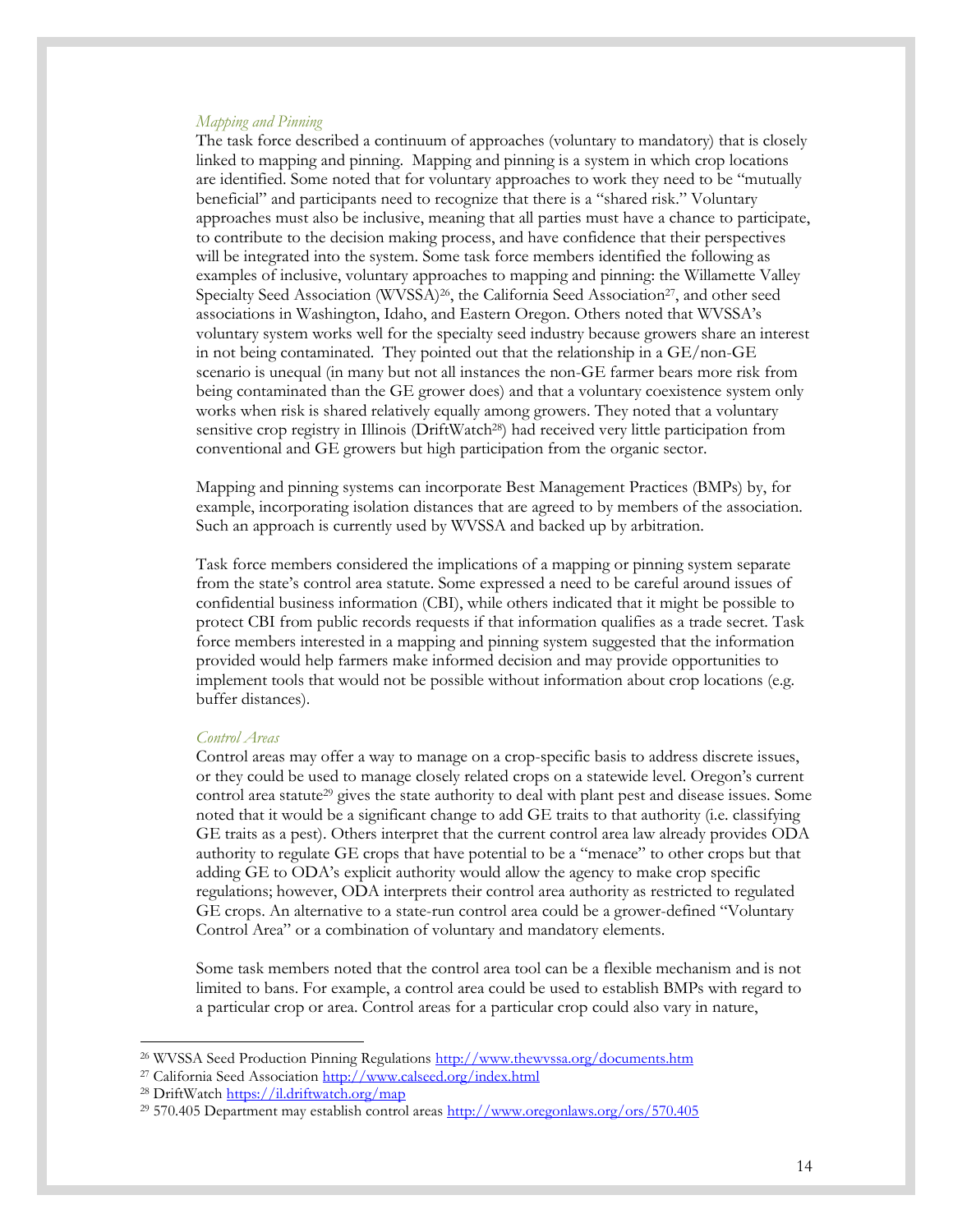*Mapping and Pinning*

The task force described a continuum of approaches (voluntary to mandatory) that is closely linked to mapping and pinning. Mapping and pinning is a system in which crop locations are identified. Some noted that for voluntary approaches to work they need to be "mutually beneficial" and participants need to recognize that there is a "shared risk." Voluntary approaches must also be inclusive, meaning that all parties must have a chance to participate, to contribute to the decision making process, and have confidence that their perspectives will be integrated into the system. Some task force members identified the following as examples of inclusive, voluntary approaches to mapping and pinning: the Willamette Valley Specialty Seed Association (WVSSA)[26], the California Seed Association[27], and other seed associations in Washington, Idaho, and Eastern Oregon. Others noted that WVSSA's voluntary system works well for the specialty seed industry because growers share an interest in not being contaminated. They pointed out that the relationship in a GE/non-GE scenario is unequal (in many but not all instances the non-GE farmer bears more risk from being contaminated than the GE grower does) and that a voluntary coexistence system only works when risk is shared relatively equally among growers. They noted that a voluntary sensitive crop registry in Illinois (DriftWatch[28]) had received very little participation from conventional and GE growers but high participation from the organic sector.

Mapping and pinning systems can incorporate Best Management Practices (BMPs) by, for example, incorporating isolation distances that are agreed to by members of the association. Such an approach is currently used by WVSSA and backed up by arbitration.

Task force members considered the implications of a mapping or pinning system separate from the state's control area statute. Some expressed a need to be careful around issues of confidential business information (CBI), while others indicated that it might be possible to protect CBI from public records requests if that information qualifies as a trade secret. Task force members interested in a mapping and pinning system suggested that the information provided would help farmers make informed decision and may provide opportunities to implement tools that would not be possible without information about crop locations (e.g. buffer distances).

*Control Areas*

Control areas may offer a way to manage on a crop-specific basis to address discrete issues, or they could be used to manage closely related crops on a statewide level. Oregon's current control area statute[29] gives the state authority to deal with plant pest and disease issues. Some noted that it would be a significant change to add GE traits to that authority (i.e. classifying GE traits as a pest). Others interpret that the current control area law already provides ODA authority to regulate GE crops that have potential to be a "menace" to other crops but that adding GE to ODA's explicit authority would allow the agency to make crop specific regulations; however, ODA interprets their control area authority as restricted to regulated GE crops. An alternative to a state-run control area could be a grower-defined "Voluntary Control Area" or a combination of voluntary and mandatory elements.

Some task members noted that the control area tool can be a flexible mechanism and is not limited to bans. For example, a control area could be used to establish BMPs with regard to a particular crop or area. Control areas for a particular crop could also vary in nature,

---

[26] WVSSA Seed Production Pinning Regulations http://www.thewvssa.org/documents.htm

[27] California Seed Association http://www.calseed.org/index.html

[28] DriftWatch https://il.driftwatch.org/map

[29] 570.405 Department may establish control areas http://www.oregonlaws.org/ors/570.405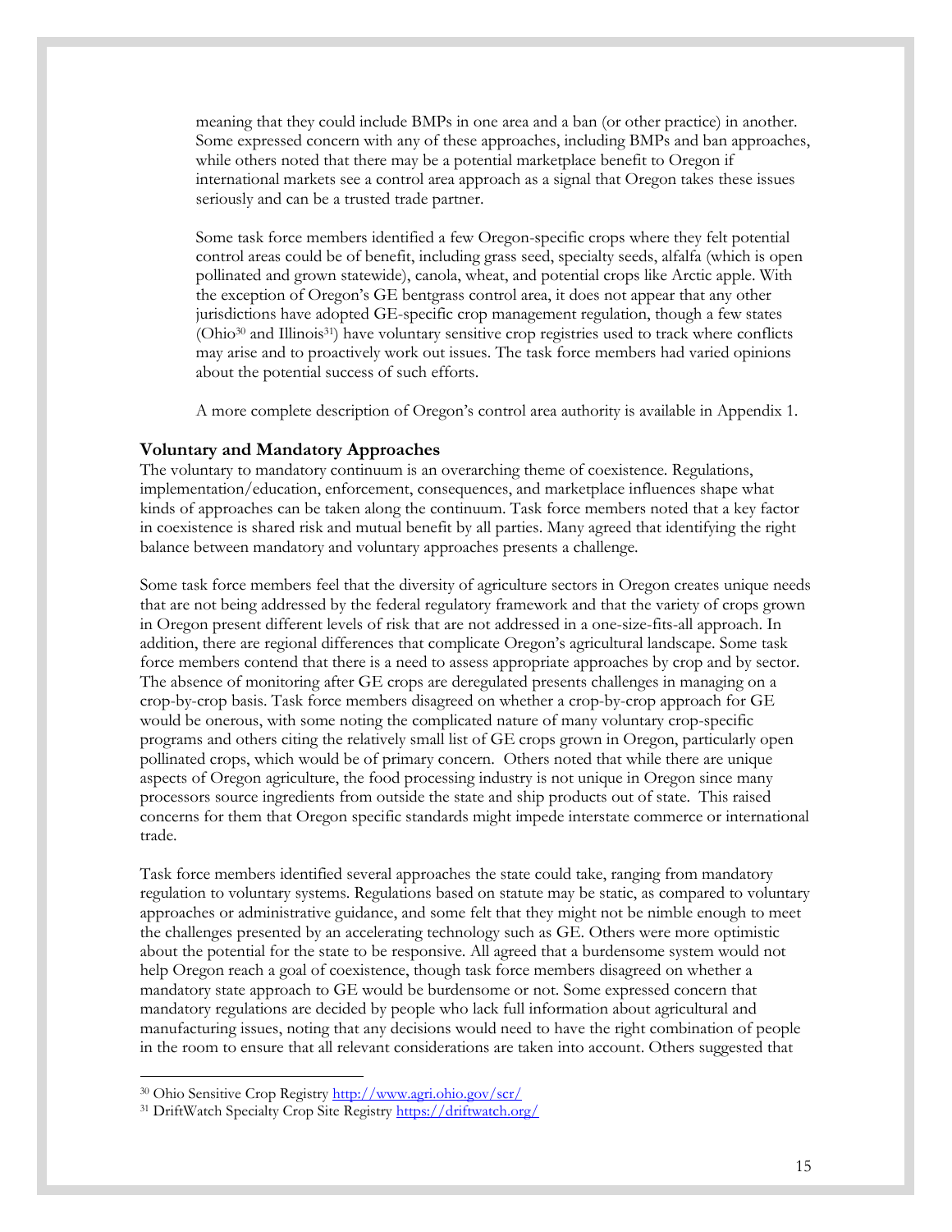meaning that they could include BMPs in one area and a ban (or other practice) in another. Some expressed concern with any of these approaches, including BMPs and ban approaches, while others noted that there may be a potential marketplace benefit to Oregon if international markets see a control area approach as a signal that Oregon takes these issues seriously and can be a trusted trade partner.

Some task force members identified a few Oregon-specific crops where they felt potential control areas could be of benefit, including grass seed, specialty seeds, alfalfa (which is open pollinated and grown statewide), canola, wheat, and potential crops like Arctic apple. With the exception of Oregon's GE bentgrass control area, it does not appear that any other jurisdictions have adopted GE-specific crop management regulation, though a few states (Ohio[30] and Illinois[31]) have voluntary sensitive crop registries used to track where conflicts may arise and to proactively work out issues. The task force members had varied opinions about the potential success of such efforts.

A more complete description of Oregon's control area authority is available in Appendix 1.

### Voluntary and Mandatory Approaches

The voluntary to mandatory continuum is an overarching theme of coexistence. Regulations, implementation/education, enforcement, consequences, and marketplace influences shape what kinds of approaches can be taken along the continuum. Task force members noted that a key factor in coexistence is shared risk and mutual benefit by all parties. Many agreed that identifying the right balance between mandatory and voluntary approaches presents a challenge.

Some task force members feel that the diversity of agriculture sectors in Oregon creates unique needs that are not being addressed by the federal regulatory framework and that the variety of crops grown in Oregon present different levels of risk that are not addressed in a one-size-fits-all approach. In addition, there are regional differences that complicate Oregon's agricultural landscape. Some task force members contend that there is a need to assess appropriate approaches by crop and by sector. The absence of monitoring after GE crops are deregulated presents challenges in managing on a crop-by-crop basis. Task force members disagreed on whether a crop-by-crop approach for GE would be onerous, with some noting the complicated nature of many voluntary crop-specific programs and others citing the relatively small list of GE crops grown in Oregon, particularly open pollinated crops, which would be of primary concern. Others noted that while there are unique aspects of Oregon agriculture, the food processing industry is not unique in Oregon since many processors source ingredients from outside the state and ship products out of state. This raised concerns for them that Oregon specific standards might impede interstate commerce or international trade.

Task force members identified several approaches the state could take, ranging from mandatory regulation to voluntary systems. Regulations based on statute may be static, as compared to voluntary approaches or administrative guidance, and some felt that they might not be nimble enough to meet the challenges presented by an accelerating technology such as GE. Others were more optimistic about the potential for the state to be responsive. All agreed that a burdensome system would not help Oregon reach a goal of coexistence, though task force members disagreed on whether a mandatory state approach to GE would be burdensome or not. Some expressed concern that mandatory regulations are decided by people who lack full information about agricultural and manufacturing issues, noting that any decisions would need to have the right combination of people in the room to ensure that all relevant considerations are taken into account. Others suggested that

[30] Ohio Sensitive Crop Registry http://www.agri.ohio.gov/scr/

[31] DriftWatch Specialty Crop Site Registry https://driftwatch.org/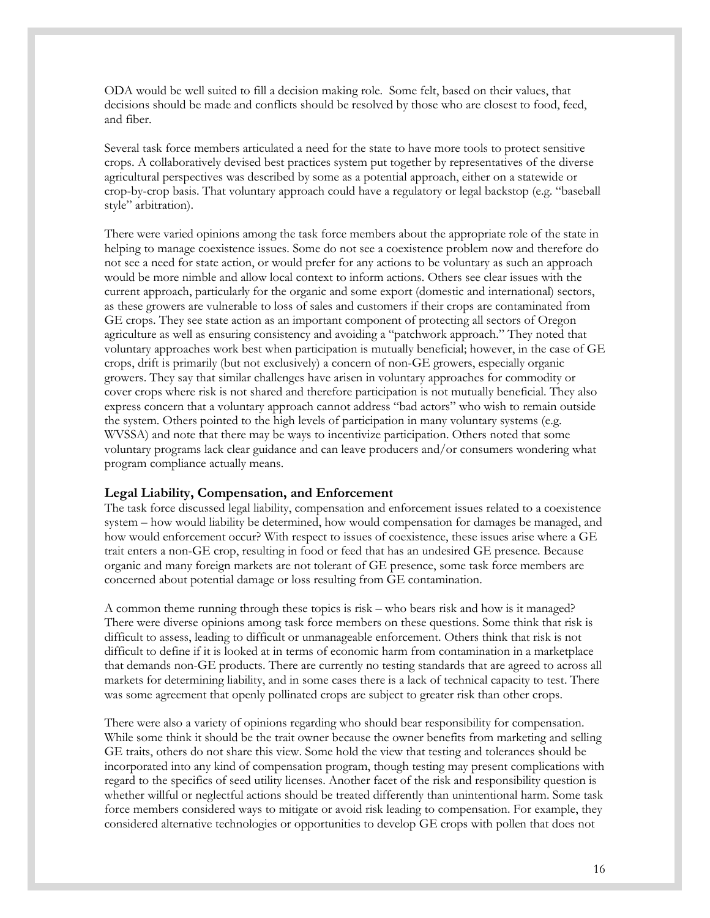ODA would be well suited to fill a decision making role. Some felt, based on their values, that decisions should be made and conflicts should be resolved by those who are closest to food, feed, and fiber.

Several task force members articulated a need for the state to have more tools to protect sensitive crops. A collaboratively devised best practices system put together by representatives of the diverse agricultural perspectives was described by some as a potential approach, either on a statewide or crop-by-crop basis. That voluntary approach could have a regulatory or legal backstop (e.g. "baseball style" arbitration).

There were varied opinions among the task force members about the appropriate role of the state in helping to manage coexistence issues. Some do not see a coexistence problem now and therefore do not see a need for state action, or would prefer for any actions to be voluntary as such an approach would be more nimble and allow local context to inform actions. Others see clear issues with the current approach, particularly for the organic and some export (domestic and international) sectors, as these growers are vulnerable to loss of sales and customers if their crops are contaminated from GE crops. They see state action as an important component of protecting all sectors of Oregon agriculture as well as ensuring consistency and avoiding a "patchwork approach." They noted that voluntary approaches work best when participation is mutually beneficial; however, in the case of GE crops, drift is primarily (but not exclusively) a concern of non-GE growers, especially organic growers. They say that similar challenges have arisen in voluntary approaches for commodity or cover crops where risk is not shared and therefore participation is not mutually beneficial. They also express concern that a voluntary approach cannot address "bad actors" who wish to remain outside the system. Others pointed to the high levels of participation in many voluntary systems (e.g. WVSSA) and note that there may be ways to incentivize participation. Others noted that some voluntary programs lack clear guidance and can leave producers and/or consumers wondering what program compliance actually means.

### Legal Liability, Compensation, and Enforcement

The task force discussed legal liability, compensation and enforcement issues related to a coexistence system – how would liability be determined, how would compensation for damages be managed, and how would enforcement occur? With respect to issues of coexistence, these issues arise where a GE trait enters a non-GE crop, resulting in food or feed that has an undesired GE presence. Because organic and many foreign markets are not tolerant of GE presence, some task force members are concerned about potential damage or loss resulting from GE contamination.

A common theme running through these topics is risk – who bears risk and how is it managed? There were diverse opinions among task force members on these questions. Some think that risk is difficult to assess, leading to difficult or unmanageable enforcement. Others think that risk is not difficult to define if it is looked at in terms of economic harm from contamination in a marketplace that demands non-GE products. There are currently no testing standards that are agreed to across all markets for determining liability, and in some cases there is a lack of technical capacity to test. There was some agreement that openly pollinated crops are subject to greater risk than other crops.

There were also a variety of opinions regarding who should bear responsibility for compensation. While some think it should be the trait owner because the owner benefits from marketing and selling GE traits, others do not share this view. Some hold the view that testing and tolerances should be incorporated into any kind of compensation program, though testing may present complications with regard to the specifics of seed utility licenses. Another facet of the risk and responsibility question is whether willful or neglectful actions should be treated differently than unintentional harm. Some task force members considered ways to mitigate or avoid risk leading to compensation. For example, they considered alternative technologies or opportunities to develop GE crops with pollen that does not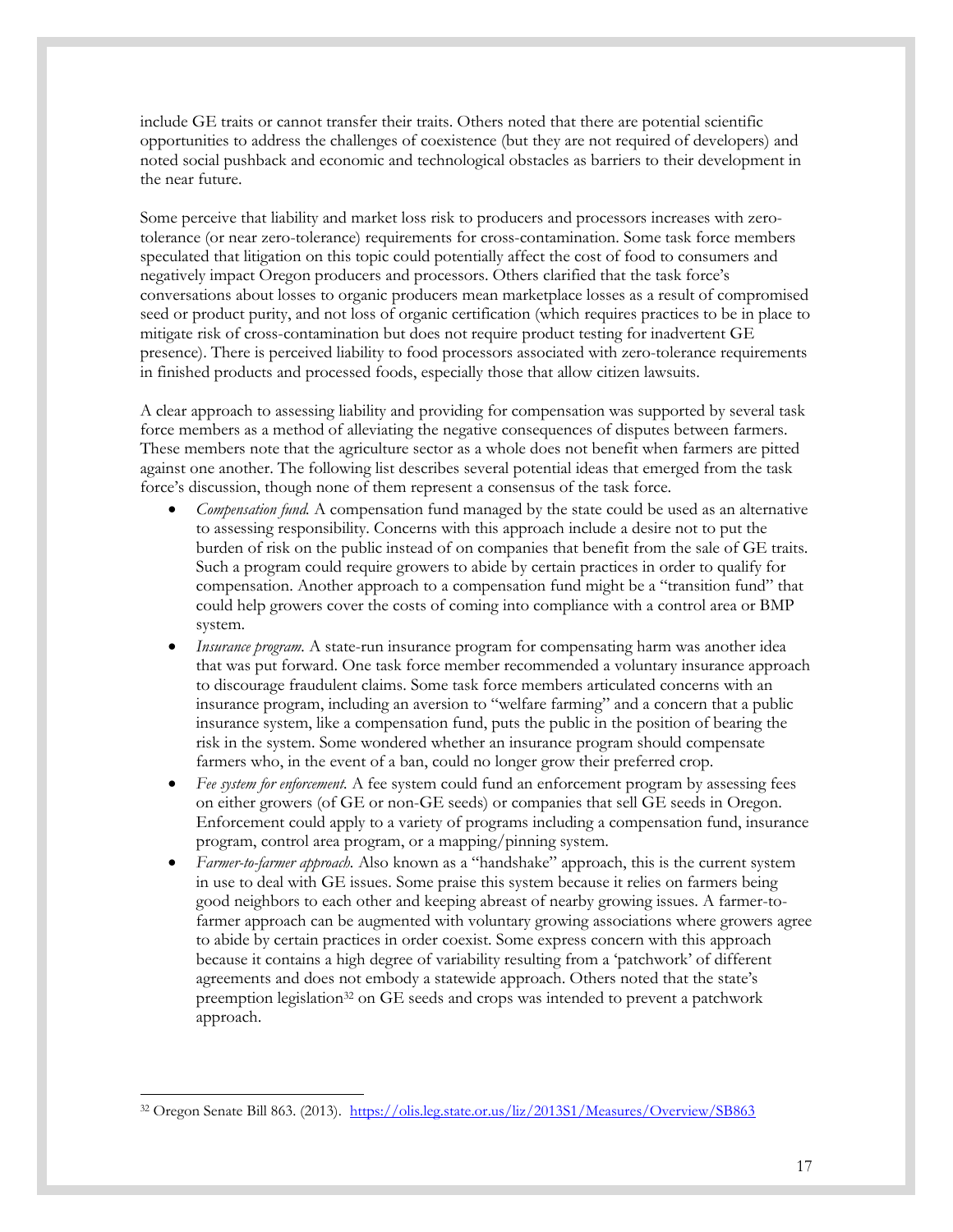include GE traits or cannot transfer their traits. Others noted that there are potential scientific opportunities to address the challenges of coexistence (but they are not required of developers) and noted social pushback and economic and technological obstacles as barriers to their development in the near future.

Some perceive that liability and market loss risk to producers and processors increases with zero-tolerance (or near zero-tolerance) requirements for cross-contamination. Some task force members speculated that litigation on this topic could potentially affect the cost of food to consumers and negatively impact Oregon producers and processors. Others clarified that the task force's conversations about losses to organic producers mean marketplace losses as a result of compromised seed or product purity, and not loss of organic certification (which requires practices to be in place to mitigate risk of cross-contamination but does not require product testing for inadvertent GE presence). There is perceived liability to food processors associated with zero-tolerance requirements in finished products and processed foods, especially those that allow citizen lawsuits.

A clear approach to assessing liability and providing for compensation was supported by several task force members as a method of alleviating the negative consequences of disputes between farmers. These members note that the agriculture sector as a whole does not benefit when farmers are pitted against one another. The following list describes several potential ideas that emerged from the task force's discussion, though none of them represent a consensus of the task force.

- *Compensation fund.* A compensation fund managed by the state could be used as an alternative to assessing responsibility. Concerns with this approach include a desire not to put the burden of risk on the public instead of on companies that benefit from the sale of GE traits. Such a program could require growers to abide by certain practices in order to qualify for compensation. Another approach to a compensation fund might be a "transition fund" that could help growers cover the costs of coming into compliance with a control area or BMP system.
- *Insurance program.* A state-run insurance program for compensating harm was another idea that was put forward. One task force member recommended a voluntary insurance approach to discourage fraudulent claims. Some task force members articulated concerns with an insurance program, including an aversion to "welfare farming" and a concern that a public insurance system, like a compensation fund, puts the public in the position of bearing the risk in the system. Some wondered whether an insurance program should compensate farmers who, in the event of a ban, could no longer grow their preferred crop.
- *Fee system for enforcement.* A fee system could fund an enforcement program by assessing fees on either growers (of GE or non-GE seeds) or companies that sell GE seeds in Oregon. Enforcement could apply to a variety of programs including a compensation fund, insurance program, control area program, or a mapping/pinning system.
- *Farmer-to-farmer approach.* Also known as a "handshake" approach, this is the current system in use to deal with GE issues. Some praise this system because it relies on farmers being good neighbors to each other and keeping abreast of nearby growing issues. A farmer-to-farmer approach can be augmented with voluntary growing associations where growers agree to abide by certain practices in order coexist. Some express concern with this approach because it contains a high degree of variability resulting from a 'patchwork' of different agreements and does not embody a statewide approach. Others noted that the state's preemption legislation[32] on GE seeds and crops was intended to prevent a patchwork approach.

---

[32] Oregon Senate Bill 863. (2013). https://olis.leg.state.or.us/liz/2013S1/Measures/Overview/SB863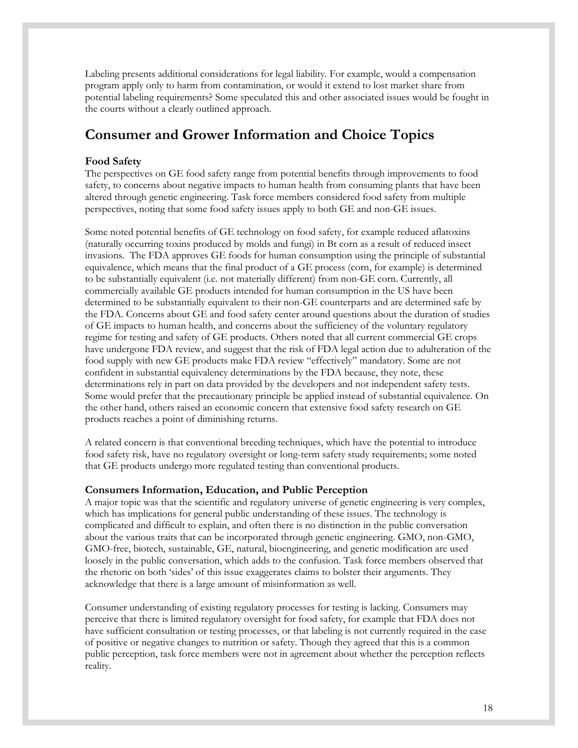Labeling presents additional considerations for legal liability. For example, would a compensation program apply only to harm from contamination, or would it extend to lost market share from potential labeling requirements? Some speculated this and other associated issues would be fought in the courts without a clearly outlined approach.

## Consumer and Grower Information and Choice Topics

### Food Safety

The perspectives on GE food safety range from potential benefits through improvements to food safety, to concerns about negative impacts to human health from consuming plants that have been altered through genetic engineering. Task force members considered food safety from multiple perspectives, noting that some food safety issues apply to both GE and non-GE issues.

Some noted potential benefits of GE technology on food safety, for example reduced aflatoxins (naturally occurring toxins produced by molds and fungi) in Bt corn as a result of reduced insect invasions. The FDA approves GE foods for human consumption using the principle of substantial equivalence, which means that the final product of a GE process (corn, for example) is determined to be substantially equivalent (i.e. not materially different) from non-GE corn. Currently, all commercially available GE products intended for human consumption in the US have been determined to be substantially equivalent to their non-GE counterparts and are determined safe by the FDA. Concerns about GE and food safety center around questions about the duration of studies of GE impacts to human health, and concerns about the sufficiency of the voluntary regulatory regime for testing and safety of GE products. Others noted that all current commercial GE crops have undergone FDA review, and suggest that the risk of FDA legal action due to adulteration of the food supply with new GE products make FDA review "effectively" mandatory. Some are not confident in substantial equivalency determinations by the FDA because, they note, these determinations rely in part on data provided by the developers and not independent safety tests. Some would prefer that the precautionary principle be applied instead of substantial equivalence. On the other hand, others raised an economic concern that extensive food safety research on GE products reaches a point of diminishing returns.

A related concern is that conventional breeding techniques, which have the potential to introduce food safety risk, have no regulatory oversight or long-term safety study requirements; some noted that GE products undergo more regulated testing than conventional products.

### Consumers Information, Education, and Public Perception

A major topic was that the scientific and regulatory universe of genetic engineering is very complex, which has implications for general public understanding of these issues. The technology is complicated and difficult to explain, and often there is no distinction in the public conversation about the various traits that can be incorporated through genetic engineering. GMO, non-GMO, GMO-free, biotech, sustainable, GE, natural, bioengineering, and genetic modification are used loosely in the public conversation, which adds to the confusion. Task force members observed that the rhetoric on both 'sides' of this issue exaggerates claims to bolster their arguments. They acknowledge that there is a large amount of misinformation as well.

Consumer understanding of existing regulatory processes for testing is lacking. Consumers may perceive that there is limited regulatory oversight for food safety, for example that FDA does not have sufficient consultation or testing processes, or that labeling is not currently required in the case of positive or negative changes to nutrition or safety. Though they agreed that this is a common public perception, task force members were not in agreement about whether the perception reflects reality.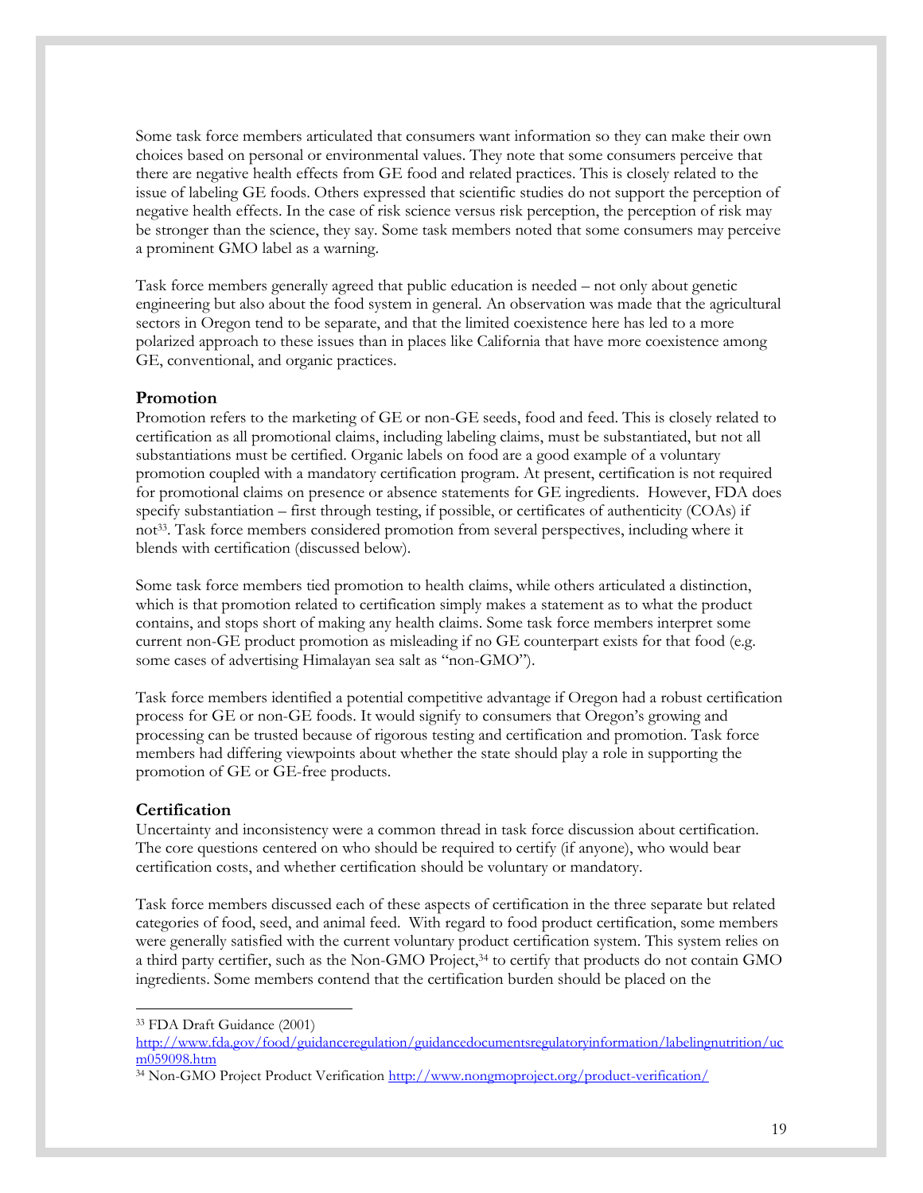Some task force members articulated that consumers want information so they can make their own choices based on personal or environmental values. They note that some consumers perceive that there are negative health effects from GE food and related practices. This is closely related to the issue of labeling GE foods. Others expressed that scientific studies do not support the perception of negative health effects. In the case of risk science versus risk perception, the perception of risk may be stronger than the science, they say. Some task members noted that some consumers may perceive a prominent GMO label as a warning.

Task force members generally agreed that public education is needed – not only about genetic engineering but also about the food system in general. An observation was made that the agricultural sectors in Oregon tend to be separate, and that the limited coexistence here has led to a more polarized approach to these issues than in places like California that have more coexistence among GE, conventional, and organic practices.

### Promotion

Promotion refers to the marketing of GE or non-GE seeds, food and feed. This is closely related to certification as all promotional claims, including labeling claims, must be substantiated, but not all substantiations must be certified. Organic labels on food are a good example of a voluntary promotion coupled with a mandatory certification program. At present, certification is not required for promotional claims on presence or absence statements for GE ingredients. However, FDA does specify substantiation – first through testing, if possible, or certificates of authenticity (COAs) if not[33]. Task force members considered promotion from several perspectives, including where it blends with certification (discussed below).

Some task force members tied promotion to health claims, while others articulated a distinction, which is that promotion related to certification simply makes a statement as to what the product contains, and stops short of making any health claims. Some task force members interpret some current non-GE product promotion as misleading if no GE counterpart exists for that food (e.g. some cases of advertising Himalayan sea salt as "non-GMO").

Task force members identified a potential competitive advantage if Oregon had a robust certification process for GE or non-GE foods. It would signify to consumers that Oregon's growing and processing can be trusted because of rigorous testing and certification and promotion. Task force members had differing viewpoints about whether the state should play a role in supporting the promotion of GE or GE-free products.

### Certification

Uncertainty and inconsistency were a common thread in task force discussion about certification. The core questions centered on who should be required to certify (if anyone), who would bear certification costs, and whether certification should be voluntary or mandatory.

Task force members discussed each of these aspects of certification in the three separate but related categories of food, seed, and animal feed. With regard to food product certification, some members were generally satisfied with the current voluntary product certification system. This system relies on a third party certifier, such as the Non-GMO Project,[34] to certify that products do not contain GMO ingredients. Some members contend that the certification burden should be placed on the

---

[33] FDA Draft Guidance (2001) http://www.fda.gov/food/guidanceregulation/guidancedocumentsregulatoryinformation/labelingnutrition/ucm059098.htm

[34] Non-GMO Project Product Verification http://www.nongmoproject.org/product-verification/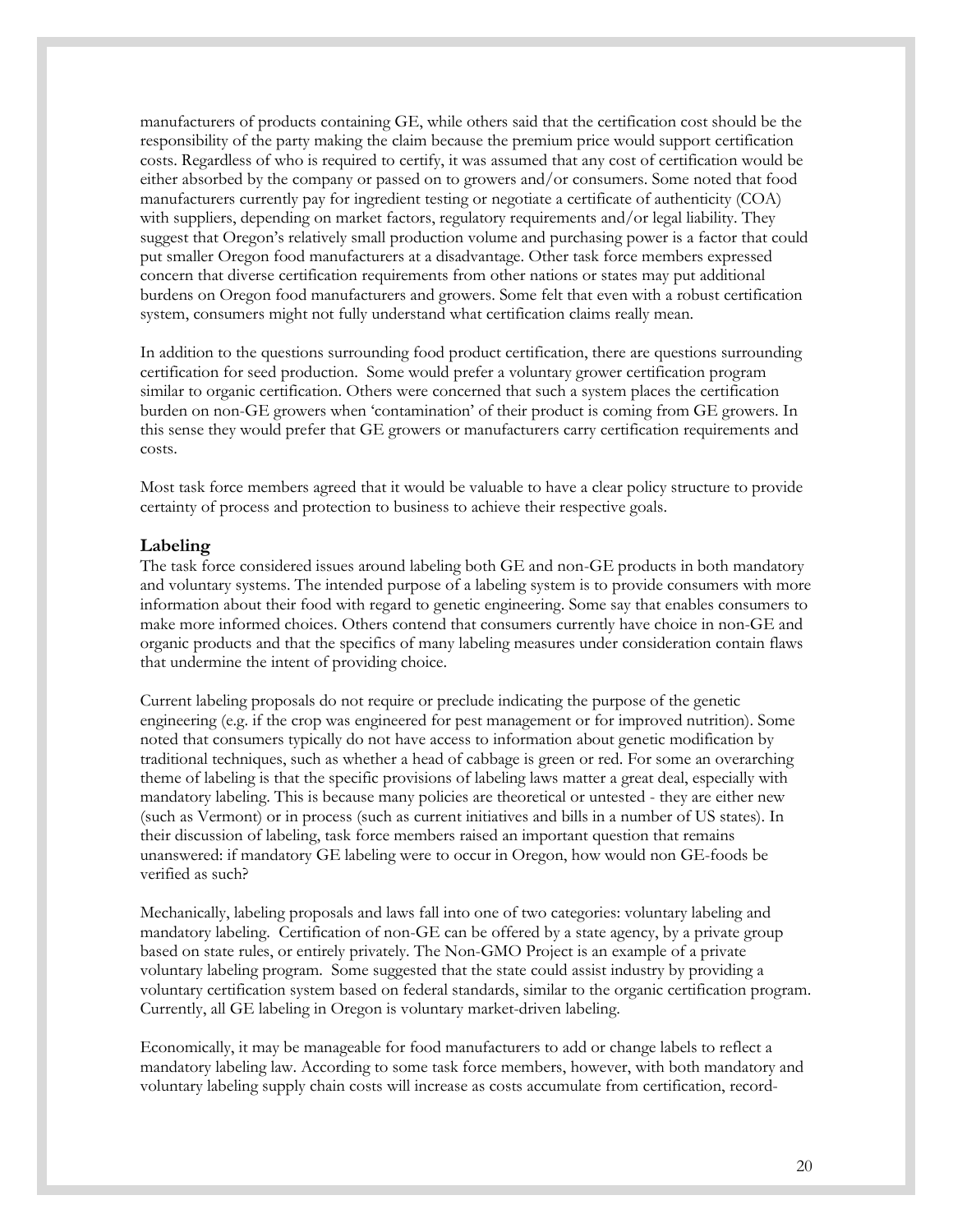manufacturers of products containing GE, while others said that the certification cost should be the responsibility of the party making the claim because the premium price would support certification costs. Regardless of who is required to certify, it was assumed that any cost of certification would be either absorbed by the company or passed on to growers and/or consumers. Some noted that food manufacturers currently pay for ingredient testing or negotiate a certificate of authenticity (COA) with suppliers, depending on market factors, regulatory requirements and/or legal liability. They suggest that Oregon's relatively small production volume and purchasing power is a factor that could put smaller Oregon food manufacturers at a disadvantage. Other task force members expressed concern that diverse certification requirements from other nations or states may put additional burdens on Oregon food manufacturers and growers. Some felt that even with a robust certification system, consumers might not fully understand what certification claims really mean.

In addition to the questions surrounding food product certification, there are questions surrounding certification for seed production. Some would prefer a voluntary grower certification program similar to organic certification. Others were concerned that such a system places the certification burden on non-GE growers when 'contamination' of their product is coming from GE growers. In this sense they would prefer that GE growers or manufacturers carry certification requirements and costs.

Most task force members agreed that it would be valuable to have a clear policy structure to provide certainty of process and protection to business to achieve their respective goals.

### Labeling

The task force considered issues around labeling both GE and non-GE products in both mandatory and voluntary systems. The intended purpose of a labeling system is to provide consumers with more information about their food with regard to genetic engineering. Some say that enables consumers to make more informed choices. Others contend that consumers currently have choice in non-GE and organic products and that the specifics of many labeling measures under consideration contain flaws that undermine the intent of providing choice.

Current labeling proposals do not require or preclude indicating the purpose of the genetic engineering (e.g. if the crop was engineered for pest management or for improved nutrition). Some noted that consumers typically do not have access to information about genetic modification by traditional techniques, such as whether a head of cabbage is green or red. For some an overarching theme of labeling is that the specific provisions of labeling laws matter a great deal, especially with mandatory labeling. This is because many policies are theoretical or untested - they are either new (such as Vermont) or in process (such as current initiatives and bills in a number of US states). In their discussion of labeling, task force members raised an important question that remains unanswered: if mandatory GE labeling were to occur in Oregon, how would non GE-foods be verified as such?

Mechanically, labeling proposals and laws fall into one of two categories: voluntary labeling and mandatory labeling. Certification of non-GE can be offered by a state agency, by a private group based on state rules, or entirely privately. The Non-GMO Project is an example of a private voluntary labeling program. Some suggested that the state could assist industry by providing a voluntary certification system based on federal standards, similar to the organic certification program. Currently, all GE labeling in Oregon is voluntary market-driven labeling.

Economically, it may be manageable for food manufacturers to add or change labels to reflect a mandatory labeling law. According to some task force members, however, with both mandatory and voluntary labeling supply chain costs will increase as costs accumulate from certification, record-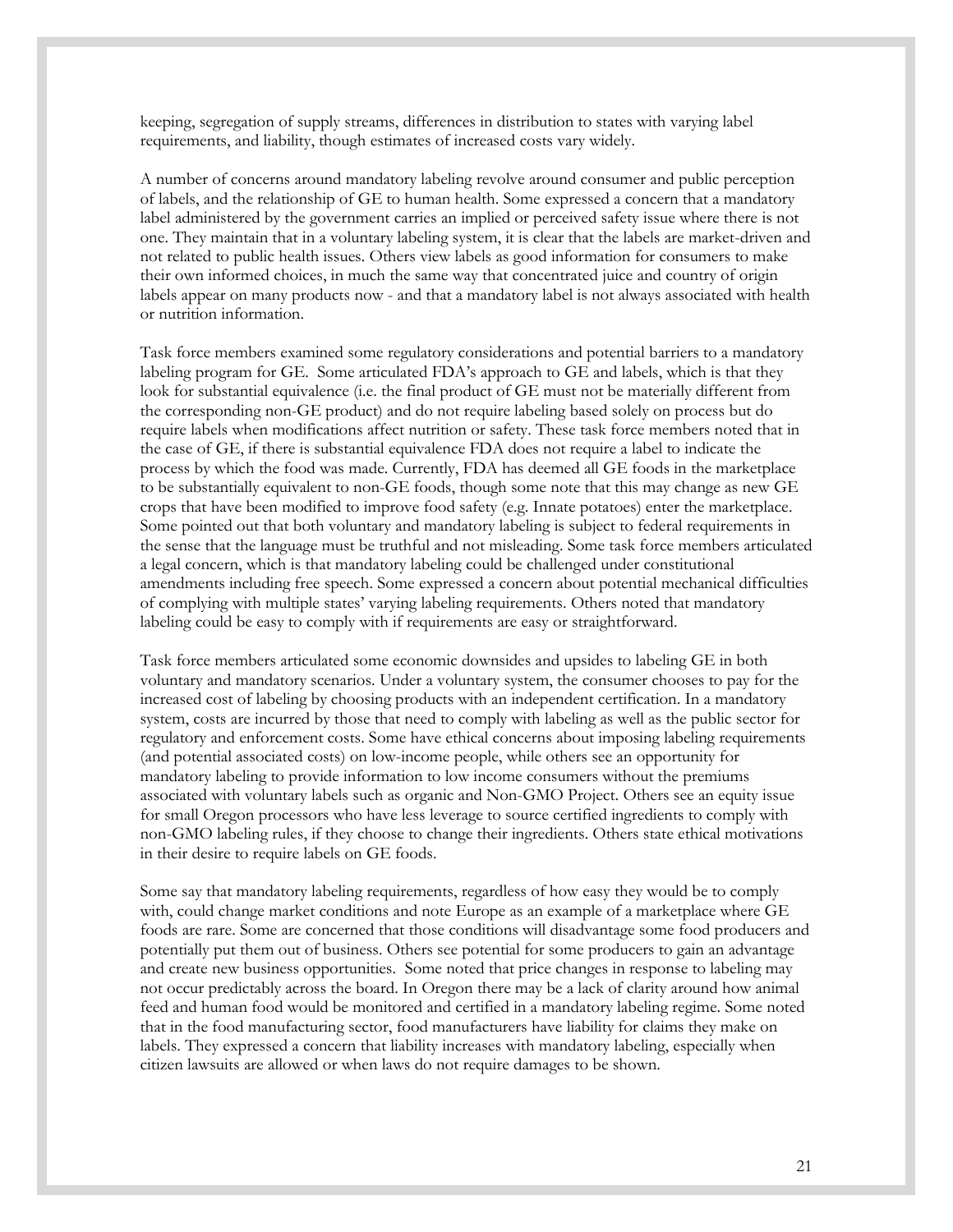keeping, segregation of supply streams, differences in distribution to states with varying label requirements, and liability, though estimates of increased costs vary widely.

A number of concerns around mandatory labeling revolve around consumer and public perception of labels, and the relationship of GE to human health. Some expressed a concern that a mandatory label administered by the government carries an implied or perceived safety issue where there is not one. They maintain that in a voluntary labeling system, it is clear that the labels are market-driven and not related to public health issues. Others view labels as good information for consumers to make their own informed choices, in much the same way that concentrated juice and country of origin labels appear on many products now - and that a mandatory label is not always associated with health or nutrition information.

Task force members examined some regulatory considerations and potential barriers to a mandatory labeling program for GE. Some articulated FDA's approach to GE and labels, which is that they look for substantial equivalence (i.e. the final product of GE must not be materially different from the corresponding non-GE product) and do not require labeling based solely on process but do require labels when modifications affect nutrition or safety. These task force members noted that in the case of GE, if there is substantial equivalence FDA does not require a label to indicate the process by which the food was made. Currently, FDA has deemed all GE foods in the marketplace to be substantially equivalent to non-GE foods, though some note that this may change as new GE crops that have been modified to improve food safety (e.g. Innate potatoes) enter the marketplace. Some pointed out that both voluntary and mandatory labeling is subject to federal requirements in the sense that the language must be truthful and not misleading. Some task force members articulated a legal concern, which is that mandatory labeling could be challenged under constitutional amendments including free speech. Some expressed a concern about potential mechanical difficulties of complying with multiple states' varying labeling requirements. Others noted that mandatory labeling could be easy to comply with if requirements are easy or straightforward.

Task force members articulated some economic downsides and upsides to labeling GE in both voluntary and mandatory scenarios. Under a voluntary system, the consumer chooses to pay for the increased cost of labeling by choosing products with an independent certification. In a mandatory system, costs are incurred by those that need to comply with labeling as well as the public sector for regulatory and enforcement costs. Some have ethical concerns about imposing labeling requirements (and potential associated costs) on low-income people, while others see an opportunity for mandatory labeling to provide information to low income consumers without the premiums associated with voluntary labels such as organic and Non-GMO Project. Others see an equity issue for small Oregon processors who have less leverage to source certified ingredients to comply with non-GMO labeling rules, if they choose to change their ingredients. Others state ethical motivations in their desire to require labels on GE foods.

Some say that mandatory labeling requirements, regardless of how easy they would be to comply with, could change market conditions and note Europe as an example of a marketplace where GE foods are rare. Some are concerned that those conditions will disadvantage some food producers and potentially put them out of business. Others see potential for some producers to gain an advantage and create new business opportunities. Some noted that price changes in response to labeling may not occur predictably across the board. In Oregon there may be a lack of clarity around how animal feed and human food would be monitored and certified in a mandatory labeling regime. Some noted that in the food manufacturing sector, food manufacturers have liability for claims they make on labels. They expressed a concern that liability increases with mandatory labeling, especially when citizen lawsuits are allowed or when laws do not require damages to be shown.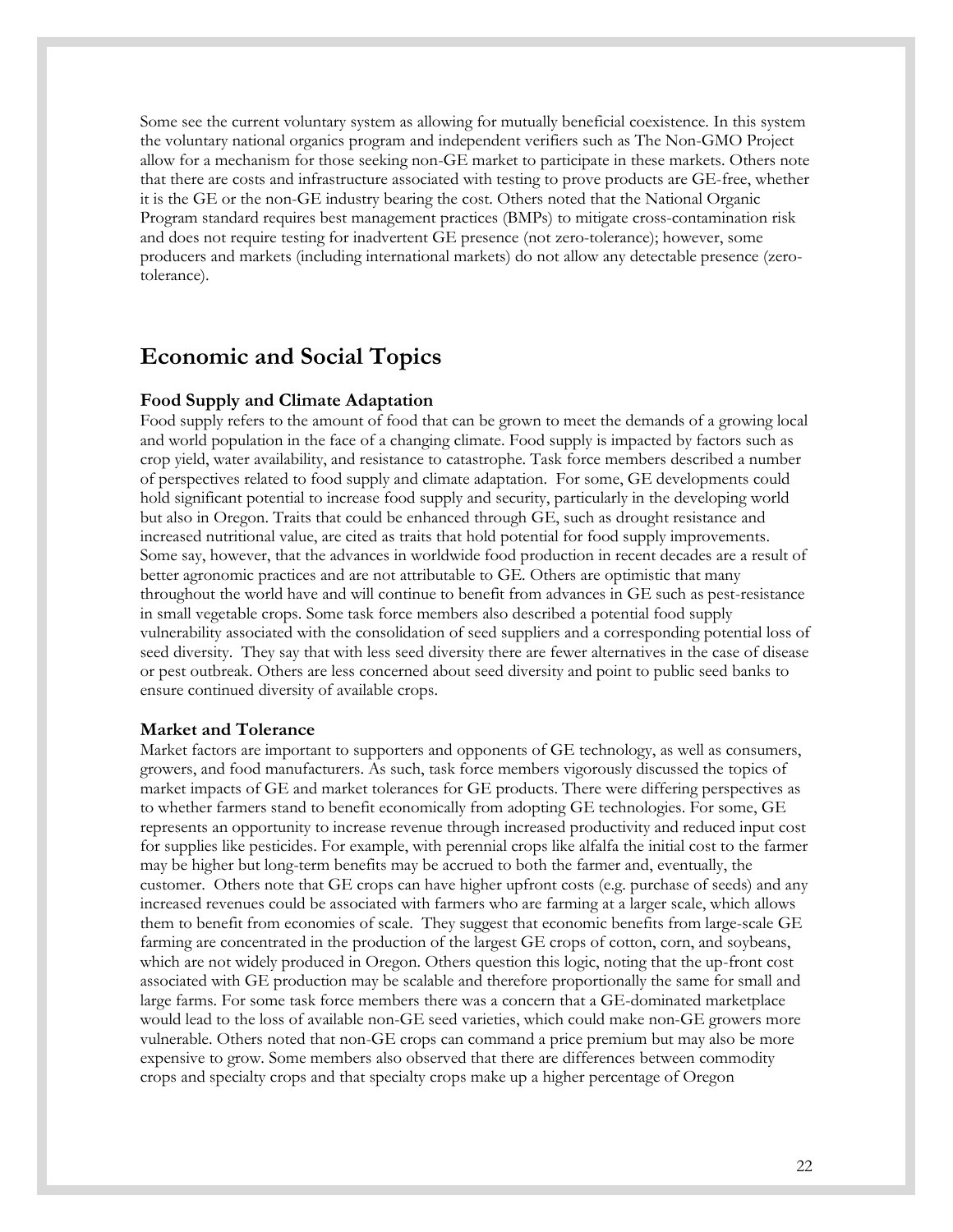Some see the current voluntary system as allowing for mutually beneficial coexistence. In this system the voluntary national organics program and independent verifiers such as The Non-GMO Project allow for a mechanism for those seeking non-GE market to participate in these markets. Others note that there are costs and infrastructure associated with testing to prove products are GE-free, whether it is the GE or the non-GE industry bearing the cost. Others noted that the National Organic Program standard requires best management practices (BMPs) to mitigate cross-contamination risk and does not require testing for inadvertent GE presence (not zero-tolerance); however, some producers and markets (including international markets) do not allow any detectable presence (zero-tolerance).

## Economic and Social Topics

### Food Supply and Climate Adaptation

Food supply refers to the amount of food that can be grown to meet the demands of a growing local and world population in the face of a changing climate. Food supply is impacted by factors such as crop yield, water availability, and resistance to catastrophe. Task force members described a number of perspectives related to food supply and climate adaptation. For some, GE developments could hold significant potential to increase food supply and security, particularly in the developing world but also in Oregon. Traits that could be enhanced through GE, such as drought resistance and increased nutritional value, are cited as traits that hold potential for food supply improvements. Some say, however, that the advances in worldwide food production in recent decades are a result of better agronomic practices and are not attributable to GE. Others are optimistic that many throughout the world have and will continue to benefit from advances in GE such as pest-resistance in small vegetable crops. Some task force members also described a potential food supply vulnerability associated with the consolidation of seed suppliers and a corresponding potential loss of seed diversity. They say that with less seed diversity there are fewer alternatives in the case of disease or pest outbreak. Others are less concerned about seed diversity and point to public seed banks to ensure continued diversity of available crops.

### Market and Tolerance

Market factors are important to supporters and opponents of GE technology, as well as consumers, growers, and food manufacturers. As such, task force members vigorously discussed the topics of market impacts of GE and market tolerances for GE products. There were differing perspectives as to whether farmers stand to benefit economically from adopting GE technologies. For some, GE represents an opportunity to increase revenue through increased productivity and reduced input cost for supplies like pesticides. For example, with perennial crops like alfalfa the initial cost to the farmer may be higher but long-term benefits may be accrued to both the farmer and, eventually, the customer. Others note that GE crops can have higher upfront costs (e.g. purchase of seeds) and any increased revenues could be associated with farmers who are farming at a larger scale, which allows them to benefit from economies of scale. They suggest that economic benefits from large-scale GE farming are concentrated in the production of the largest GE crops of cotton, corn, and soybeans, which are not widely produced in Oregon. Others question this logic, noting that the up-front cost associated with GE production may be scalable and therefore proportionally the same for small and large farms. For some task force members there was a concern that a GE-dominated marketplace would lead to the loss of available non-GE seed varieties, which could make non-GE growers more vulnerable. Others noted that non-GE crops can command a price premium but may also be more expensive to grow. Some members also observed that there are differences between commodity crops and specialty crops and that specialty crops make up a higher percentage of Oregon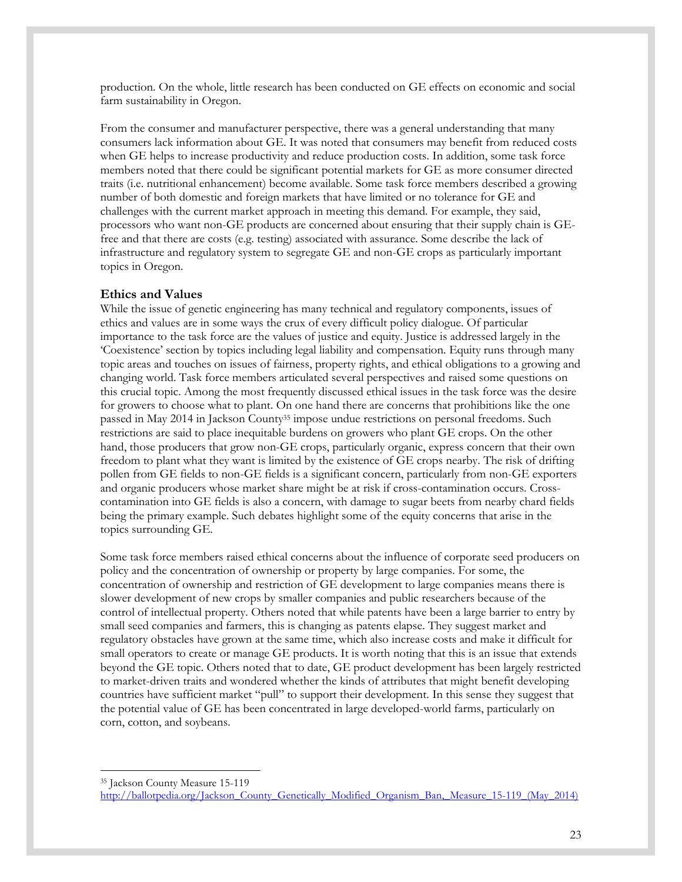production. On the whole, little research has been conducted on GE effects on economic and social farm sustainability in Oregon.

From the consumer and manufacturer perspective, there was a general understanding that many consumers lack information about GE. It was noted that consumers may benefit from reduced costs when GE helps to increase productivity and reduce production costs. In addition, some task force members noted that there could be significant potential markets for GE as more consumer directed traits (i.e. nutritional enhancement) become available. Some task force members described a growing number of both domestic and foreign markets that have limited or no tolerance for GE and challenges with the current market approach in meeting this demand. For example, they said, processors who want non-GE products are concerned about ensuring that their supply chain is GE-free and that there are costs (e.g. testing) associated with assurance. Some describe the lack of infrastructure and regulatory system to segregate GE and non-GE crops as particularly important topics in Oregon.

### Ethics and Values

While the issue of genetic engineering has many technical and regulatory components, issues of ethics and values are in some ways the crux of every difficult policy dialogue. Of particular importance to the task force are the values of justice and equity. Justice is addressed largely in the 'Coexistence' section by topics including legal liability and compensation. Equity runs through many topic areas and touches on issues of fairness, property rights, and ethical obligations to a growing and changing world. Task force members articulated several perspectives and raised some questions on this crucial topic. Among the most frequently discussed ethical issues in the task force was the desire for growers to choose what to plant. On one hand there are concerns that prohibitions like the one passed in May 2014 in Jackson County[35] impose undue restrictions on personal freedoms. Such restrictions are said to place inequitable burdens on growers who plant GE crops. On the other hand, those producers that grow non-GE crops, particularly organic, express concern that their own freedom to plant what they want is limited by the existence of GE crops nearby. The risk of drifting pollen from GE fields to non-GE fields is a significant concern, particularly from non-GE exporters and organic producers whose market share might be at risk if cross-contamination occurs. Cross-contamination into GE fields is also a concern, with damage to sugar beets from nearby chard fields being the primary example. Such debates highlight some of the equity concerns that arise in the topics surrounding GE.

Some task force members raised ethical concerns about the influence of corporate seed producers on policy and the concentration of ownership or property by large companies. For some, the concentration of ownership and restriction of GE development to large companies means there is slower development of new crops by smaller companies and public researchers because of the control of intellectual property. Others noted that while patents have been a large barrier to entry by small seed companies and farmers, this is changing as patents elapse. They suggest market and regulatory obstacles have grown at the same time, which also increase costs and make it difficult for small operators to create or manage GE products. It is worth noting that this is an issue that extends beyond the GE topic. Others noted that to date, GE product development has been largely restricted to market-driven traits and wondered whether the kinds of attributes that might benefit developing countries have sufficient market "pull" to support their development. In this sense they suggest that the potential value of GE has been concentrated in large developed-world farms, particularly on corn, cotton, and soybeans.

---

[35] Jackson County Measure 15-119
http://ballotpedia.org/Jackson_County_Genetically_Modified_Organism_Ban,_Measure_15-119_(May_2014)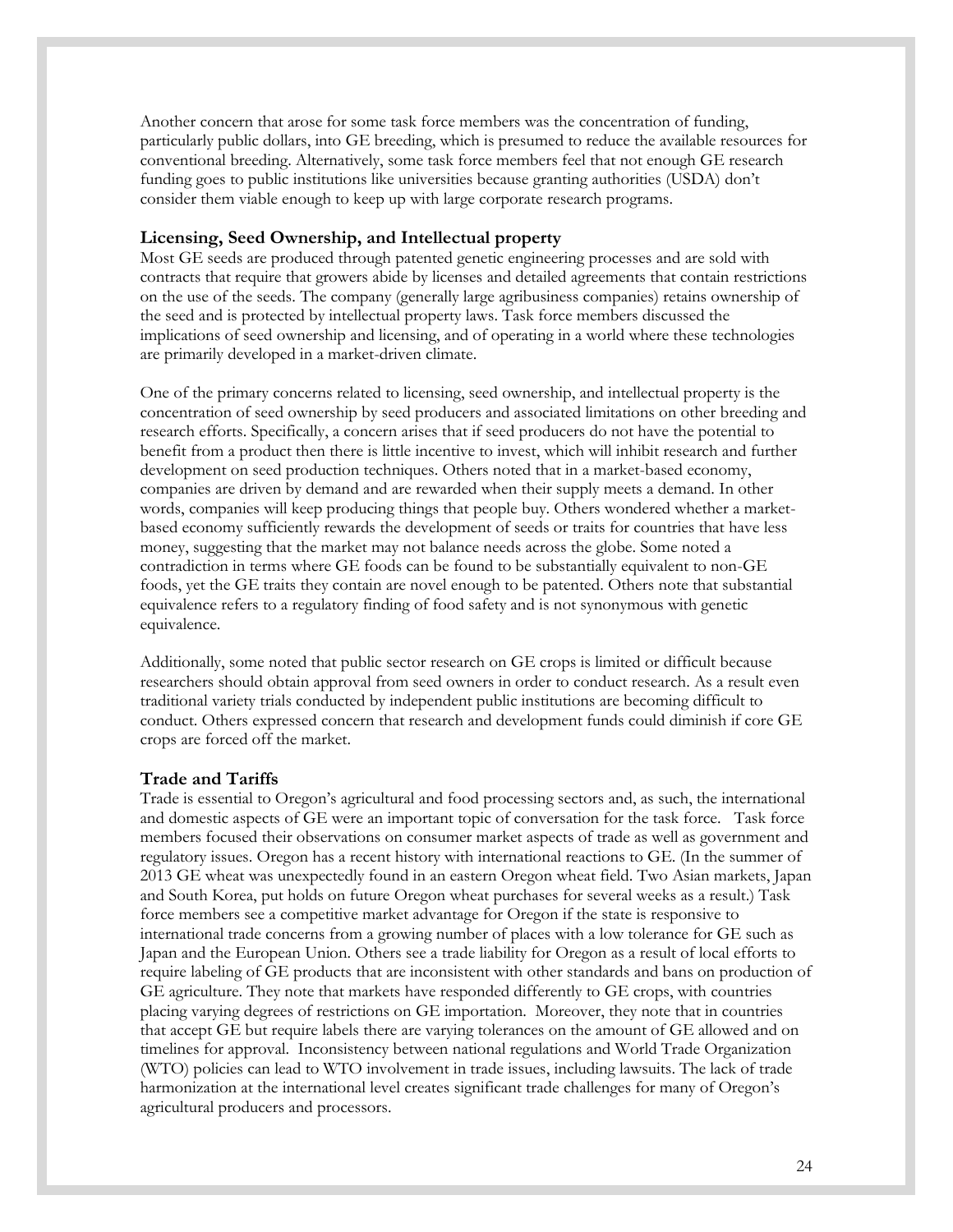Another concern that arose for some task force members was the concentration of funding, particularly public dollars, into GE breeding, which is presumed to reduce the available resources for conventional breeding. Alternatively, some task force members feel that not enough GE research funding goes to public institutions like universities because granting authorities (USDA) don't consider them viable enough to keep up with large corporate research programs.

### Licensing, Seed Ownership, and Intellectual property

Most GE seeds are produced through patented genetic engineering processes and are sold with contracts that require that growers abide by licenses and detailed agreements that contain restrictions on the use of the seeds. The company (generally large agribusiness companies) retains ownership of the seed and is protected by intellectual property laws. Task force members discussed the implications of seed ownership and licensing, and of operating in a world where these technologies are primarily developed in a market-driven climate.

One of the primary concerns related to licensing, seed ownership, and intellectual property is the concentration of seed ownership by seed producers and associated limitations on other breeding and research efforts. Specifically, a concern arises that if seed producers do not have the potential to benefit from a product then there is little incentive to invest, which will inhibit research and further development on seed production techniques. Others noted that in a market-based economy, companies are driven by demand and are rewarded when their supply meets a demand. In other words, companies will keep producing things that people buy. Others wondered whether a market-based economy sufficiently rewards the development of seeds or traits for countries that have less money, suggesting that the market may not balance needs across the globe. Some noted a contradiction in terms where GE foods can be found to be substantially equivalent to non-GE foods, yet the GE traits they contain are novel enough to be patented. Others note that substantial equivalence refers to a regulatory finding of food safety and is not synonymous with genetic equivalence.

Additionally, some noted that public sector research on GE crops is limited or difficult because researchers should obtain approval from seed owners in order to conduct research. As a result even traditional variety trials conducted by independent public institutions are becoming difficult to conduct. Others expressed concern that research and development funds could diminish if core GE crops are forced off the market.

### Trade and Tariffs

Trade is essential to Oregon's agricultural and food processing sectors and, as such, the international and domestic aspects of GE were an important topic of conversation for the task force. Task force members focused their observations on consumer market aspects of trade as well as government and regulatory issues. Oregon has a recent history with international reactions to GE. (In the summer of 2013 GE wheat was unexpectedly found in an eastern Oregon wheat field. Two Asian markets, Japan and South Korea, put holds on future Oregon wheat purchases for several weeks as a result.) Task force members see a competitive market advantage for Oregon if the state is responsive to international trade concerns from a growing number of places with a low tolerance for GE such as Japan and the European Union. Others see a trade liability for Oregon as a result of local efforts to require labeling of GE products that are inconsistent with other standards and bans on production of GE agriculture. They note that markets have responded differently to GE crops, with countries placing varying degrees of restrictions on GE importation. Moreover, they note that in countries that accept GE but require labels there are varying tolerances on the amount of GE allowed and on timelines for approval. Inconsistency between national regulations and World Trade Organization (WTO) policies can lead to WTO involvement in trade issues, including lawsuits. The lack of trade harmonization at the international level creates significant trade challenges for many of Oregon's agricultural producers and processors.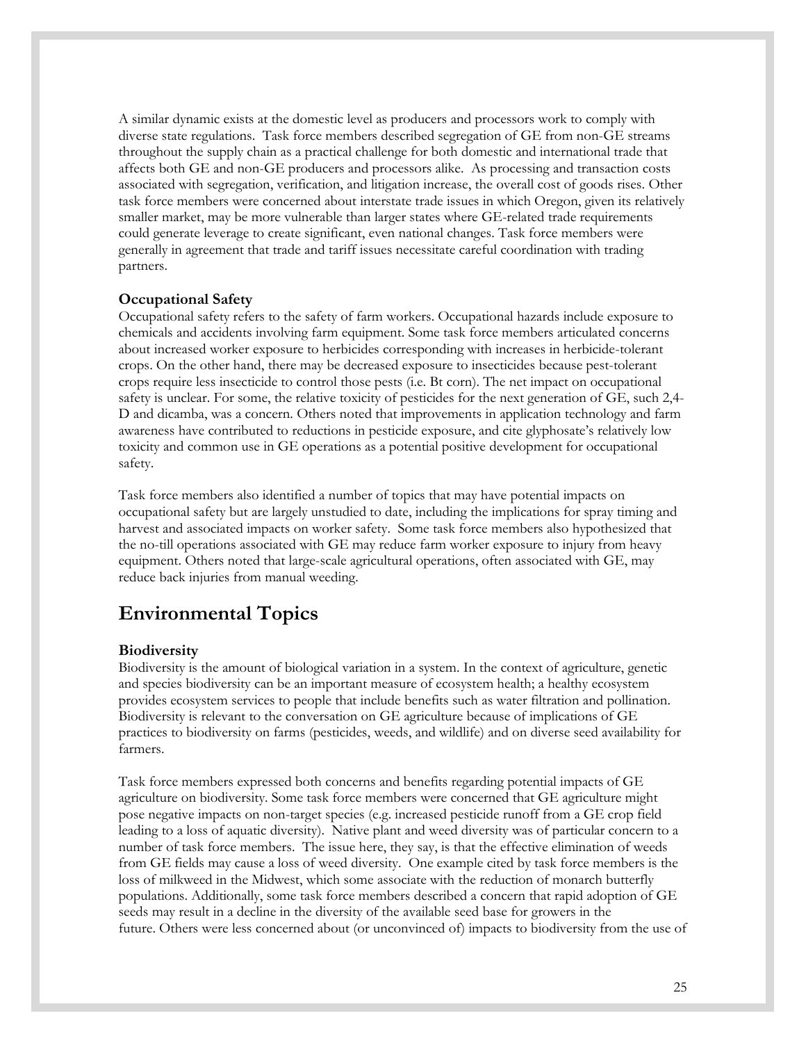A similar dynamic exists at the domestic level as producers and processors work to comply with diverse state regulations. Task force members described segregation of GE from non-GE streams throughout the supply chain as a practical challenge for both domestic and international trade that affects both GE and non-GE producers and processors alike. As processing and transaction costs associated with segregation, verification, and litigation increase, the overall cost of goods rises. Other task force members were concerned about interstate trade issues in which Oregon, given its relatively smaller market, may be more vulnerable than larger states where GE-related trade requirements could generate leverage to create significant, even national changes. Task force members were generally in agreement that trade and tariff issues necessitate careful coordination with trading partners.

**Occupational Safety**

Occupational safety refers to the safety of farm workers. Occupational hazards include exposure to chemicals and accidents involving farm equipment. Some task force members articulated concerns about increased worker exposure to herbicides corresponding with increases in herbicide-tolerant crops. On the other hand, there may be decreased exposure to insecticides because pest-tolerant crops require less insecticide to control those pests (i.e. Bt corn). The net impact on occupational safety is unclear. For some, the relative toxicity of pesticides for the next generation of GE, such 2,4-D and dicamba, was a concern. Others noted that improvements in application technology and farm awareness have contributed to reductions in pesticide exposure, and cite glyphosate's relatively low toxicity and common use in GE operations as a potential positive development for occupational safety.

Task force members also identified a number of topics that may have potential impacts on occupational safety but are largely unstudied to date, including the implications for spray timing and harvest and associated impacts on worker safety. Some task force members also hypothesized that the no-till operations associated with GE may reduce farm worker exposure to injury from heavy equipment. Others noted that large-scale agricultural operations, often associated with GE, may reduce back injuries from manual weeding.

## Environmental Topics

**Biodiversity**

Biodiversity is the amount of biological variation in a system. In the context of agriculture, genetic and species biodiversity can be an important measure of ecosystem health; a healthy ecosystem provides ecosystem services to people that include benefits such as water filtration and pollination. Biodiversity is relevant to the conversation on GE agriculture because of implications of GE practices to biodiversity on farms (pesticides, weeds, and wildlife) and on diverse seed availability for farmers.

Task force members expressed both concerns and benefits regarding potential impacts of GE agriculture on biodiversity. Some task force members were concerned that GE agriculture might pose negative impacts on non-target species (e.g. increased pesticide runoff from a GE crop field leading to a loss of aquatic diversity). Native plant and weed diversity was of particular concern to a number of task force members. The issue here, they say, is that the effective elimination of weeds from GE fields may cause a loss of weed diversity. One example cited by task force members is the loss of milkweed in the Midwest, which some associate with the reduction of monarch butterfly populations. Additionally, some task force members described a concern that rapid adoption of GE seeds may result in a decline in the diversity of the available seed base for growers in the future. Others were less concerned about (or unconvinced of) impacts to biodiversity from the use of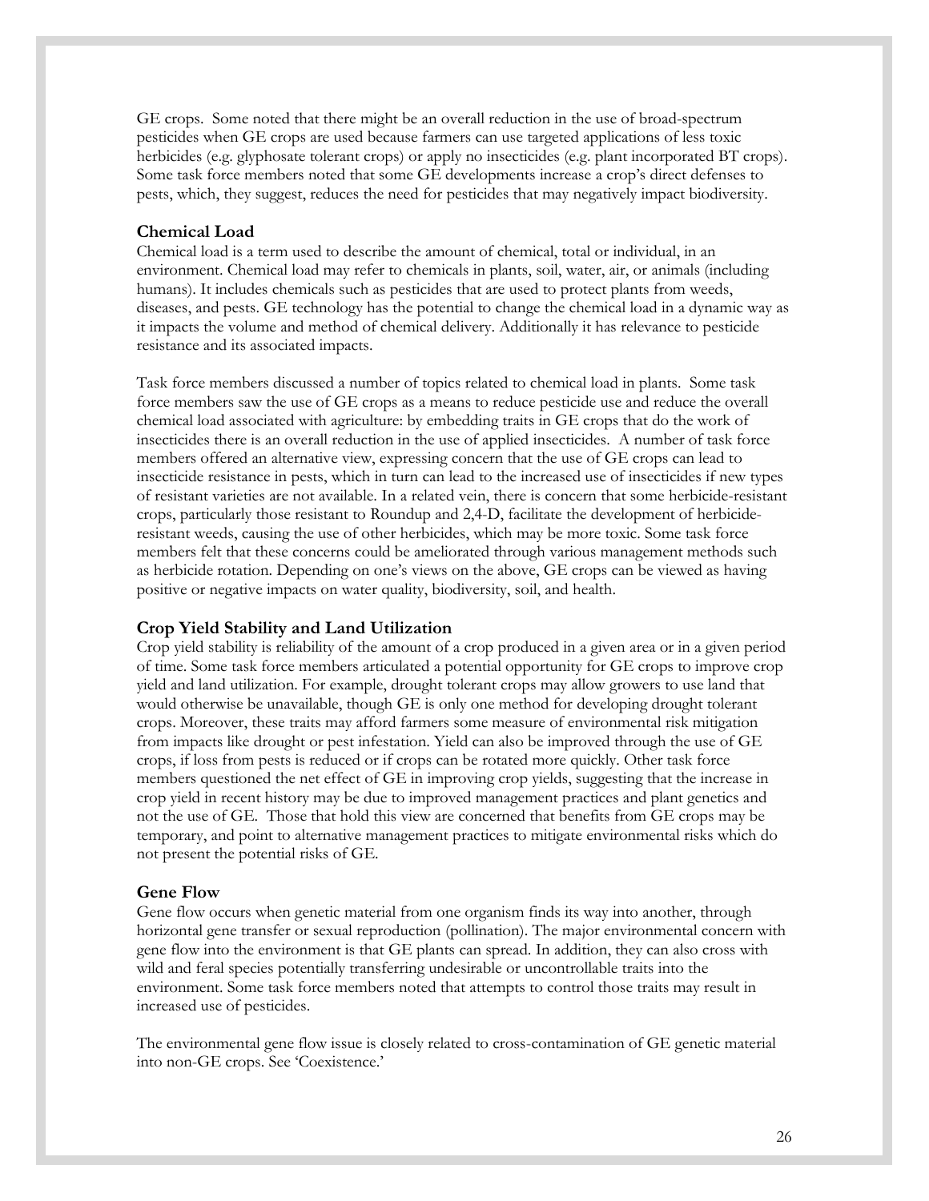GE crops. Some noted that there might be an overall reduction in the use of broad-spectrum pesticides when GE crops are used because farmers can use targeted applications of less toxic herbicides (e.g. glyphosate tolerant crops) or apply no insecticides (e.g. plant incorporated BT crops). Some task force members noted that some GE developments increase a crop's direct defenses to pests, which, they suggest, reduces the need for pesticides that may negatively impact biodiversity.

### Chemical Load

Chemical load is a term used to describe the amount of chemical, total or individual, in an environment. Chemical load may refer to chemicals in plants, soil, water, air, or animals (including humans). It includes chemicals such as pesticides that are used to protect plants from weeds, diseases, and pests. GE technology has the potential to change the chemical load in a dynamic way as it impacts the volume and method of chemical delivery. Additionally it has relevance to pesticide resistance and its associated impacts.

Task force members discussed a number of topics related to chemical load in plants. Some task force members saw the use of GE crops as a means to reduce pesticide use and reduce the overall chemical load associated with agriculture: by embedding traits in GE crops that do the work of insecticides there is an overall reduction in the use of applied insecticides. A number of task force members offered an alternative view, expressing concern that the use of GE crops can lead to insecticide resistance in pests, which in turn can lead to the increased use of insecticides if new types of resistant varieties are not available. In a related vein, there is concern that some herbicide-resistant crops, particularly those resistant to Roundup and 2,4-D, facilitate the development of herbicide-resistant weeds, causing the use of other herbicides, which may be more toxic. Some task force members felt that these concerns could be ameliorated through various management methods such as herbicide rotation. Depending on one's views on the above, GE crops can be viewed as having positive or negative impacts on water quality, biodiversity, soil, and health.

### Crop Yield Stability and Land Utilization

Crop yield stability is reliability of the amount of a crop produced in a given area or in a given period of time. Some task force members articulated a potential opportunity for GE crops to improve crop yield and land utilization. For example, drought tolerant crops may allow growers to use land that would otherwise be unavailable, though GE is only one method for developing drought tolerant crops. Moreover, these traits may afford farmers some measure of environmental risk mitigation from impacts like drought or pest infestation. Yield can also be improved through the use of GE crops, if loss from pests is reduced or if crops can be rotated more quickly. Other task force members questioned the net effect of GE in improving crop yields, suggesting that the increase in crop yield in recent history may be due to improved management practices and plant genetics and not the use of GE. Those that hold this view are concerned that benefits from GE crops may be temporary, and point to alternative management practices to mitigate environmental risks which do not present the potential risks of GE.

### Gene Flow

Gene flow occurs when genetic material from one organism finds its way into another, through horizontal gene transfer or sexual reproduction (pollination). The major environmental concern with gene flow into the environment is that GE plants can spread. In addition, they can also cross with wild and feral species potentially transferring undesirable or uncontrollable traits into the environment. Some task force members noted that attempts to control those traits may result in increased use of pesticides.

The environmental gene flow issue is closely related to cross-contamination of GE genetic material into non-GE crops. See 'Coexistence.'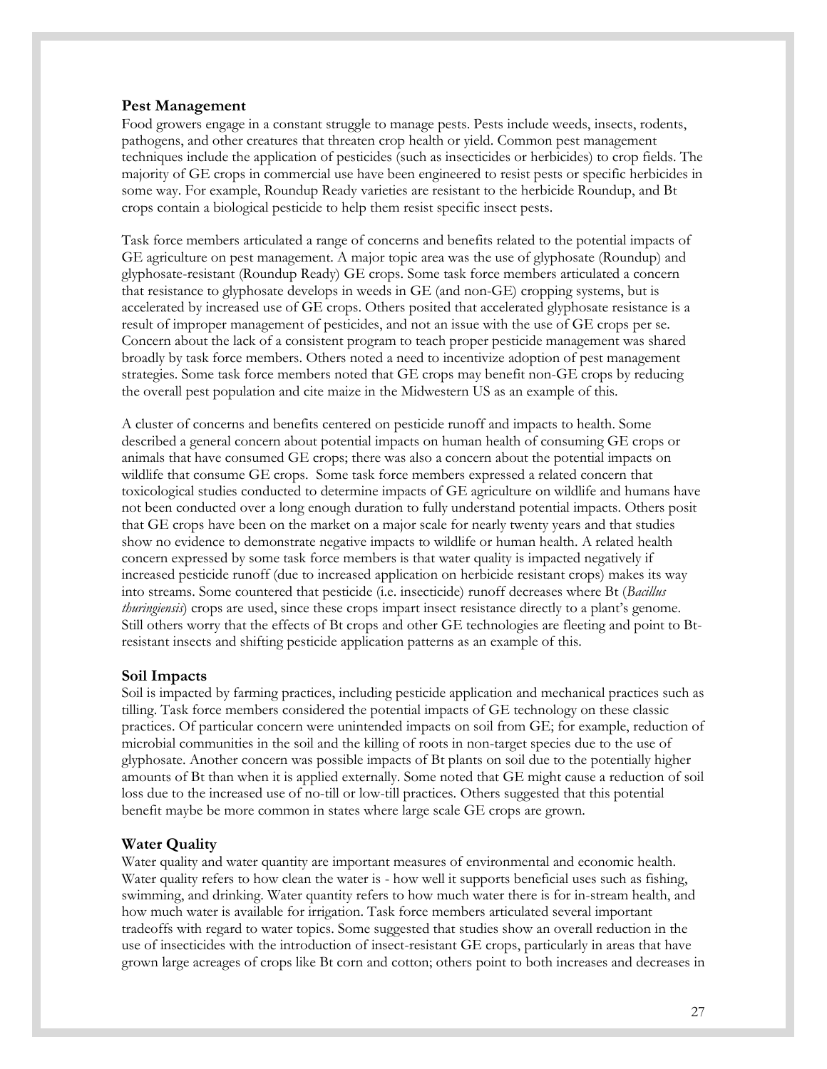**Pest Management**

Food growers engage in a constant struggle to manage pests. Pests include weeds, insects, rodents, pathogens, and other creatures that threaten crop health or yield. Common pest management techniques include the application of pesticides (such as insecticides or herbicides) to crop fields. The majority of GE crops in commercial use have been engineered to resist pests or specific herbicides in some way. For example, Roundup Ready varieties are resistant to the herbicide Roundup, and Bt crops contain a biological pesticide to help them resist specific insect pests.

Task force members articulated a range of concerns and benefits related to the potential impacts of GE agriculture on pest management. A major topic area was the use of glyphosate (Roundup) and glyphosate-resistant (Roundup Ready) GE crops. Some task force members articulated a concern that resistance to glyphosate develops in weeds in GE (and non-GE) cropping systems, but is accelerated by increased use of GE crops. Others posited that accelerated glyphosate resistance is a result of improper management of pesticides, and not an issue with the use of GE crops per se. Concern about the lack of a consistent program to teach proper pesticide management was shared broadly by task force members. Others noted a need to incentivize adoption of pest management strategies. Some task force members noted that GE crops may benefit non-GE crops by reducing the overall pest population and cite maize in the Midwestern US as an example of this.

A cluster of concerns and benefits centered on pesticide runoff and impacts to health. Some described a general concern about potential impacts on human health of consuming GE crops or animals that have consumed GE crops; there was also a concern about the potential impacts on wildlife that consume GE crops. Some task force members expressed a related concern that toxicological studies conducted to determine impacts of GE agriculture on wildlife and humans have not been conducted over a long enough duration to fully understand potential impacts. Others posit that GE crops have been on the market on a major scale for nearly twenty years and that studies show no evidence to demonstrate negative impacts to wildlife or human health. A related health concern expressed by some task force members is that water quality is impacted negatively if increased pesticide runoff (due to increased application on herbicide resistant crops) makes its way into streams. Some countered that pesticide (i.e. insecticide) runoff decreases where Bt (*Bacillus thuringiensis*) crops are used, since these crops impart insect resistance directly to a plant's genome. Still others worry that the effects of Bt crops and other GE technologies are fleeting and point to Bt-resistant insects and shifting pesticide application patterns as an example of this.

**Soil Impacts**

Soil is impacted by farming practices, including pesticide application and mechanical practices such as tilling. Task force members considered the potential impacts of GE technology on these classic practices. Of particular concern were unintended impacts on soil from GE; for example, reduction of microbial communities in the soil and the killing of roots in non-target species due to the use of glyphosate. Another concern was possible impacts of Bt plants on soil due to the potentially higher amounts of Bt than when it is applied externally. Some noted that GE might cause a reduction of soil loss due to the increased use of no-till or low-till practices. Others suggested that this potential benefit maybe be more common in states where large scale GE crops are grown.

**Water Quality**

Water quality and water quantity are important measures of environmental and economic health. Water quality refers to how clean the water is - how well it supports beneficial uses such as fishing, swimming, and drinking. Water quantity refers to how much water there is for in-stream health, and how much water is available for irrigation. Task force members articulated several important tradeoffs with regard to water topics. Some suggested that studies show an overall reduction in the use of insecticides with the introduction of insect-resistant GE crops, particularly in areas that have grown large acreages of crops like Bt corn and cotton; others point to both increases and decreases in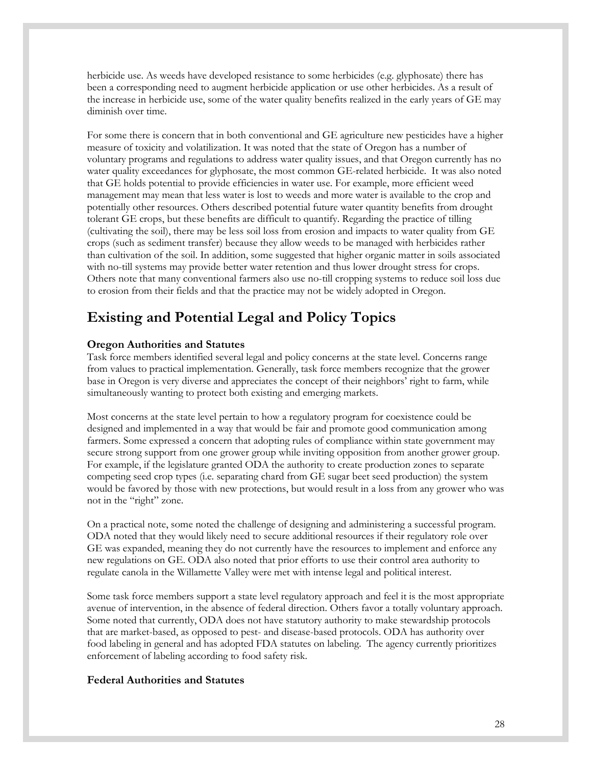herbicide use. As weeds have developed resistance to some herbicides (e.g. glyphosate) there has been a corresponding need to augment herbicide application or use other herbicides. As a result of the increase in herbicide use, some of the water quality benefits realized in the early years of GE may diminish over time.

For some there is concern that in both conventional and GE agriculture new pesticides have a higher measure of toxicity and volatilization. It was noted that the state of Oregon has a number of voluntary programs and regulations to address water quality issues, and that Oregon currently has no water quality exceedances for glyphosate, the most common GE-related herbicide. It was also noted that GE holds potential to provide efficiencies in water use. For example, more efficient weed management may mean that less water is lost to weeds and more water is available to the crop and potentially other resources. Others described potential future water quantity benefits from drought tolerant GE crops, but these benefits are difficult to quantify. Regarding the practice of tilling (cultivating the soil), there may be less soil loss from erosion and impacts to water quality from GE crops (such as sediment transfer) because they allow weeds to be managed with herbicides rather than cultivation of the soil. In addition, some suggested that higher organic matter in soils associated with no-till systems may provide better water retention and thus lower drought stress for crops. Others note that many conventional farmers also use no-till cropping systems to reduce soil loss due to erosion from their fields and that the practice may not be widely adopted in Oregon.

## Existing and Potential Legal and Policy Topics

**Oregon Authorities and Statutes**

Task force members identified several legal and policy concerns at the state level. Concerns range from values to practical implementation. Generally, task force members recognize that the grower base in Oregon is very diverse and appreciates the concept of their neighbors' right to farm, while simultaneously wanting to protect both existing and emerging markets.

Most concerns at the state level pertain to how a regulatory program for coexistence could be designed and implemented in a way that would be fair and promote good communication among farmers. Some expressed a concern that adopting rules of compliance within state government may secure strong support from one grower group while inviting opposition from another grower group. For example, if the legislature granted ODA the authority to create production zones to separate competing seed crop types (i.e. separating chard from GE sugar beet seed production) the system would be favored by those with new protections, but would result in a loss from any grower who was not in the "right" zone.

On a practical note, some noted the challenge of designing and administering a successful program. ODA noted that they would likely need to secure additional resources if their regulatory role over GE was expanded, meaning they do not currently have the resources to implement and enforce any new regulations on GE. ODA also noted that prior efforts to use their control area authority to regulate canola in the Willamette Valley were met with intense legal and political interest.

Some task force members support a state level regulatory approach and feel it is the most appropriate avenue of intervention, in the absence of federal direction. Others favor a totally voluntary approach. Some noted that currently, ODA does not have statutory authority to make stewardship protocols that are market-based, as opposed to pest- and disease-based protocols. ODA has authority over food labeling in general and has adopted FDA statutes on labeling. The agency currently prioritizes enforcement of labeling according to food safety risk.

**Federal Authorities and Statutes**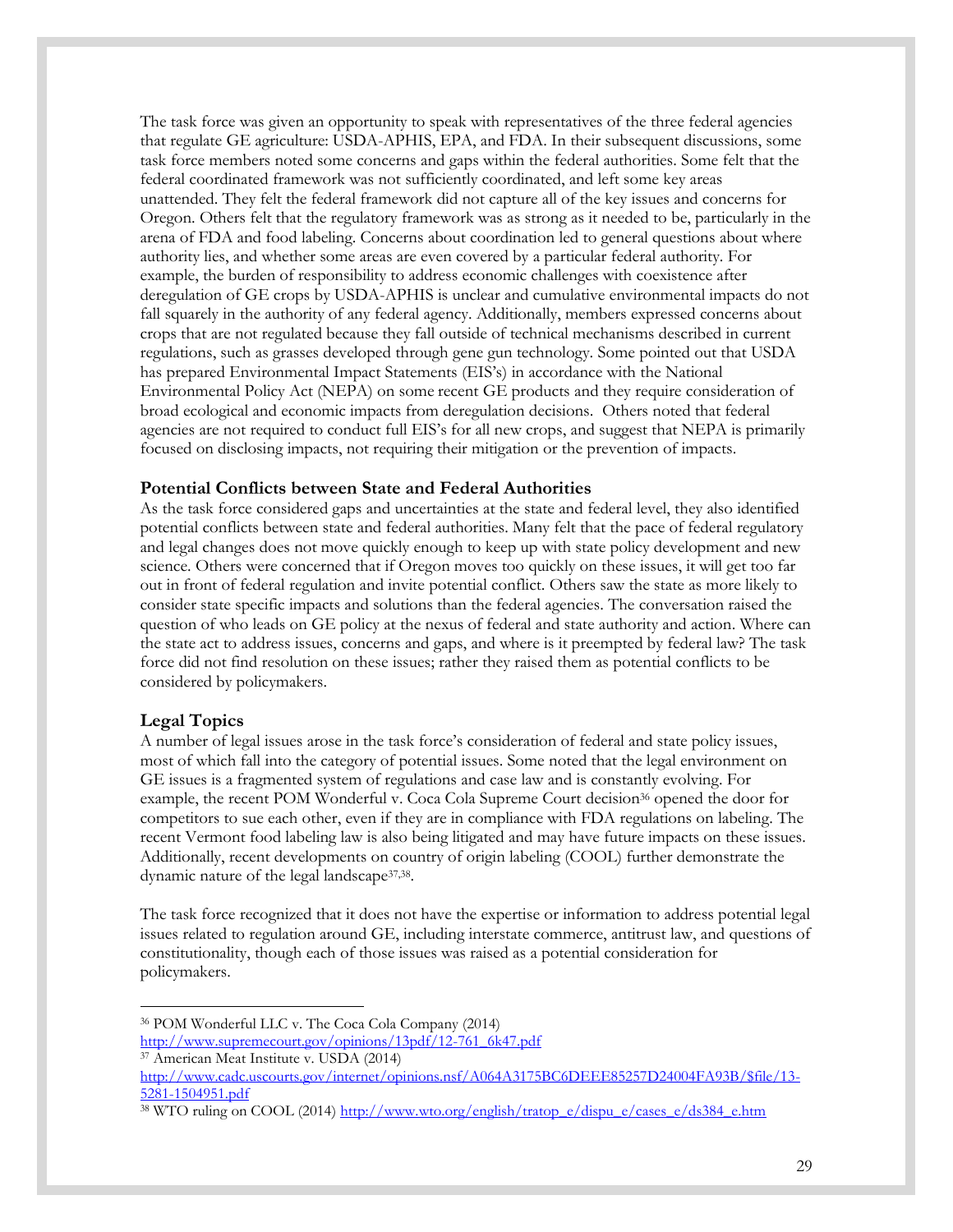The task force was given an opportunity to speak with representatives of the three federal agencies that regulate GE agriculture: USDA-APHIS, EPA, and FDA. In their subsequent discussions, some task force members noted some concerns and gaps within the federal authorities. Some felt that the federal coordinated framework was not sufficiently coordinated, and left some key areas unattended. They felt the federal framework did not capture all of the key issues and concerns for Oregon. Others felt that the regulatory framework was as strong as it needed to be, particularly in the arena of FDA and food labeling. Concerns about coordination led to general questions about where authority lies, and whether some areas are even covered by a particular federal authority. For example, the burden of responsibility to address economic challenges with coexistence after deregulation of GE crops by USDA-APHIS is unclear and cumulative environmental impacts do not fall squarely in the authority of any federal agency. Additionally, members expressed concerns about crops that are not regulated because they fall outside of technical mechanisms described in current regulations, such as grasses developed through gene gun technology. Some pointed out that USDA has prepared Environmental Impact Statements (EIS's) in accordance with the National Environmental Policy Act (NEPA) on some recent GE products and they require consideration of broad ecological and economic impacts from deregulation decisions. Others noted that federal agencies are not required to conduct full EIS's for all new crops, and suggest that NEPA is primarily focused on disclosing impacts, not requiring their mitigation or the prevention of impacts.

### Potential Conflicts between State and Federal Authorities

As the task force considered gaps and uncertainties at the state and federal level, they also identified potential conflicts between state and federal authorities. Many felt that the pace of federal regulatory and legal changes does not move quickly enough to keep up with state policy development and new science. Others were concerned that if Oregon moves too quickly on these issues, it will get too far out in front of federal regulation and invite potential conflict. Others saw the state as more likely to consider state specific impacts and solutions than the federal agencies. The conversation raised the question of who leads on GE policy at the nexus of federal and state authority and action. Where can the state act to address issues, concerns and gaps, and where is it preempted by federal law? The task force did not find resolution on these issues; rather they raised them as potential conflicts to be considered by policymakers.

### Legal Topics

A number of legal issues arose in the task force's consideration of federal and state policy issues, most of which fall into the category of potential issues. Some noted that the legal environment on GE issues is a fragmented system of regulations and case law and is constantly evolving. For example, the recent POM Wonderful v. Coca Cola Supreme Court decision[36] opened the door for competitors to sue each other, even if they are in compliance with FDA regulations on labeling. The recent Vermont food labeling law is also being litigated and may have future impacts on these issues. Additionally, recent developments on country of origin labeling (COOL) further demonstrate the dynamic nature of the legal landscape[37,38].

The task force recognized that it does not have the expertise or information to address potential legal issues related to regulation around GE, including interstate commerce, antitrust law, and questions of constitutionality, though each of those issues was raised as a potential consideration for policymakers.

---

[36] POM Wonderful LLC v. The Coca Cola Company (2014) http://www.supremecourt.gov/opinions/13pdf/12-761_6k47.pdf

[37] American Meat Institute v. USDA (2014) http://www.cadc.uscourts.gov/internet/opinions.nsf/A064A3175BC6DEEE85257D24004FA93B/$file/13-5281-1504951.pdf

[38] WTO ruling on COOL (2014) http://www.wto.org/english/tratop_e/dispu_e/cases_e/ds384_e.htm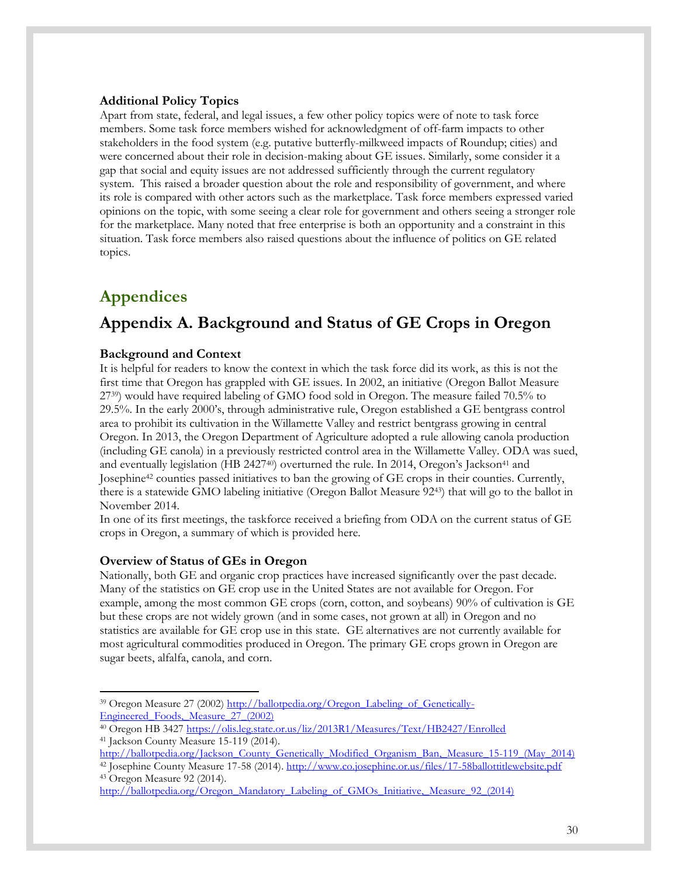### Additional Policy Topics

Apart from state, federal, and legal issues, a few other policy topics were of note to task force members. Some task force members wished for acknowledgment of off-farm impacts to other stakeholders in the food system (e.g. putative butterfly-milkweed impacts of Roundup; cities) and were concerned about their role in decision-making about GE issues. Similarly, some consider it a gap that social and equity issues are not addressed sufficiently through the current regulatory system. This raised a broader question about the role and responsibility of government, and where its role is compared with other actors such as the marketplace. Task force members expressed varied opinions on the topic, with some seeing a clear role for government and others seeing a stronger role for the marketplace. Many noted that free enterprise is both an opportunity and a constraint in this situation. Task force members also raised questions about the influence of politics on GE related topics.

# Appendices

## Appendix A. Background and Status of GE Crops in Oregon

### Background and Context

It is helpful for readers to know the context in which the task force did its work, as this is not the first time that Oregon has grappled with GE issues. In 2002, an initiative (Oregon Ballot Measure 27[39]) would have required labeling of GMO food sold in Oregon. The measure failed 70.5% to 29.5%. In the early 2000's, through administrative rule, Oregon established a GE bentgrass control area to prohibit its cultivation in the Willamette Valley and restrict bentgrass growing in central Oregon. In 2013, the Oregon Department of Agriculture adopted a rule allowing canola production (including GE canola) in a previously restricted control area in the Willamette Valley. ODA was sued, and eventually legislation (HB 2427[40]) overturned the rule. In 2014, Oregon's Jackson[41] and Josephine[42] counties passed initiatives to ban the growing of GE crops in their counties. Currently, there is a statewide GMO labeling initiative (Oregon Ballot Measure 92[43]) that will go to the ballot in November 2014.

In one of its first meetings, the taskforce received a briefing from ODA on the current status of GE crops in Oregon, a summary of which is provided here.

### Overview of Status of GEs in Oregon

Nationally, both GE and organic crop practices have increased significantly over the past decade. Many of the statistics on GE crop use in the United States are not available for Oregon. For example, among the most common GE crops (corn, cotton, and soybeans) 90% of cultivation is GE but these crops are not widely grown (and in some cases, not grown at all) in Oregon and no statistics are available for GE crop use in this state. GE alternatives are not currently available for most agricultural commodities produced in Oregon. The primary GE crops grown in Oregon are sugar beets, alfalfa, canola, and corn.

---

[39] Oregon Measure 27 (2002) http://ballotpedia.org/Oregon_Labeling_of_Genetically-Engineered_Foods,_Measure_27_(2002)

[40] Oregon HB 3427 https://olis.leg.state.or.us/liz/2013R1/Measures/Text/HB2427/Enrolled

[41] Jackson County Measure 15-119 (2014). http://ballotpedia.org/Jackson_County_Genetically_Modified_Organism_Ban,_Measure_15-119_(May_2014)

[42] Josephine County Measure 17-58 (2014). http://www.co.josephine.or.us/files/17-58ballottitlewebsite.pdf

[43] Oregon Measure 92 (2014). http://ballotpedia.org/Oregon_Mandatory_Labeling_of_GMOs_Initiative,_Measure_92_(2014)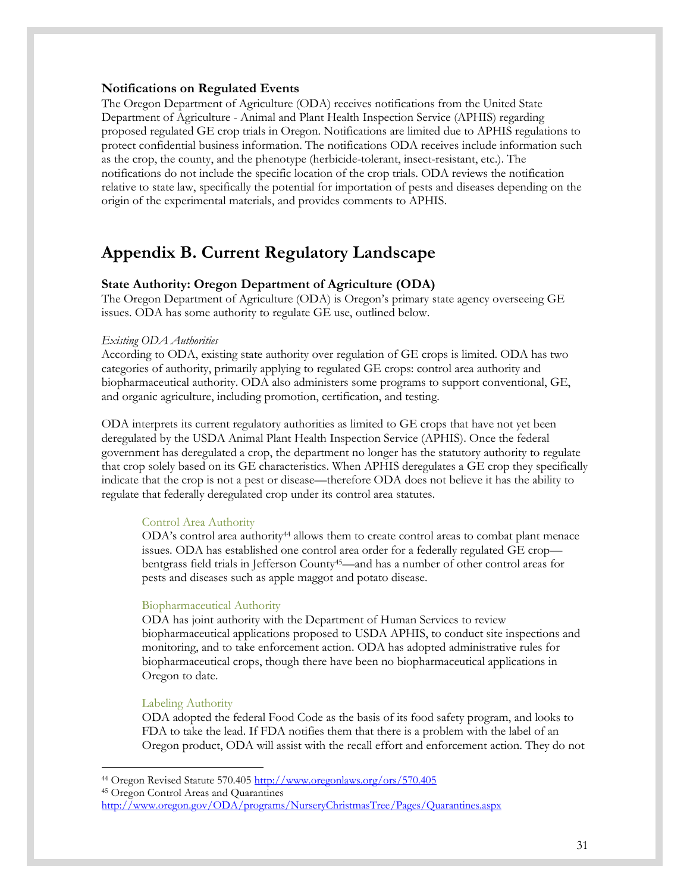**Notifications on Regulated Events**

The Oregon Department of Agriculture (ODA) receives notifications from the United State Department of Agriculture - Animal and Plant Health Inspection Service (APHIS) regarding proposed regulated GE crop trials in Oregon. Notifications are limited due to APHIS regulations to protect confidential business information. The notifications ODA receives include information such as the crop, the county, and the phenotype (herbicide-tolerant, insect-resistant, etc.). The notifications do not include the specific location of the crop trials. ODA reviews the notification relative to state law, specifically the potential for importation of pests and diseases depending on the origin of the experimental materials, and provides comments to APHIS.

# Appendix B. Current Regulatory Landscape

**State Authority: Oregon Department of Agriculture (ODA)**

The Oregon Department of Agriculture (ODA) is Oregon's primary state agency overseeing GE issues. ODA has some authority to regulate GE use, outlined below.

*Existing ODA Authorities*

According to ODA, existing state authority over regulation of GE crops is limited. ODA has two categories of authority, primarily applying to regulated GE crops: control area authority and biopharmaceutical authority. ODA also administers some programs to support conventional, GE, and organic agriculture, including promotion, certification, and testing.

ODA interprets its current regulatory authorities as limited to GE crops that have not yet been deregulated by the USDA Animal Plant Health Inspection Service (APHIS). Once the federal government has deregulated a crop, the department no longer has the statutory authority to regulate that crop solely based on its GE characteristics. When APHIS deregulates a GE crop they specifically indicate that the crop is not a pest or disease—therefore ODA does not believe it has the ability to regulate that federally deregulated crop under its control area statutes.

Control Area Authority

ODA's control area authority[44] allows them to create control areas to combat plant menace issues. ODA has established one control area order for a federally regulated GE crop—bentgrass field trials in Jefferson County[45]—and has a number of other control areas for pests and diseases such as apple maggot and potato disease.

Biopharmaceutical Authority

ODA has joint authority with the Department of Human Services to review biopharmaceutical applications proposed to USDA APHIS, to conduct site inspections and monitoring, and to take enforcement action. ODA has adopted administrative rules for biopharmaceutical crops, though there have been no biopharmaceutical applications in Oregon to date.

Labeling Authority

ODA adopted the federal Food Code as the basis of its food safety program, and looks to FDA to take the lead. If FDA notifies them that there is a problem with the label of an Oregon product, ODA will assist with the recall effort and enforcement action. They do not

---

[44] Oregon Revised Statute 570.405 http://www.oregonlaws.org/ors/570.405

[45] Oregon Control Areas and Quarantines http://www.oregon.gov/ODA/programs/NurseryChristmasTree/Pages/Quarantines.aspx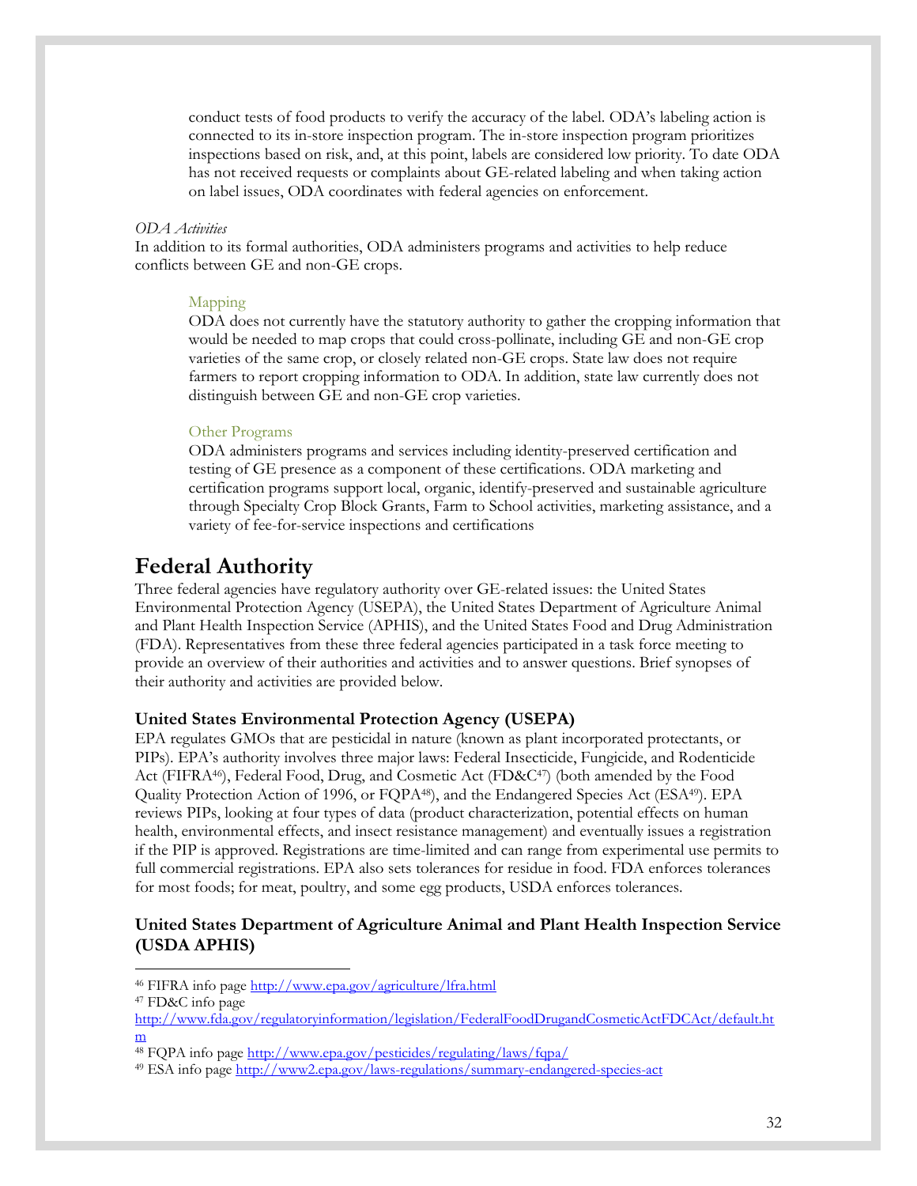conduct tests of food products to verify the accuracy of the label. ODA's labeling action is connected to its in-store inspection program. The in-store inspection program prioritizes inspections based on risk, and, at this point, labels are considered low priority. To date ODA has not received requests or complaints about GE-related labeling and when taking action on label issues, ODA coordinates with federal agencies on enforcement.

*ODA Activities*

In addition to its formal authorities, ODA administers programs and activities to help reduce conflicts between GE and non-GE crops.

Mapping

ODA does not currently have the statutory authority to gather the cropping information that would be needed to map crops that could cross-pollinate, including GE and non-GE crop varieties of the same crop, or closely related non-GE crops. State law does not require farmers to report cropping information to ODA. In addition, state law currently does not distinguish between GE and non-GE crop varieties.

Other Programs

ODA administers programs and services including identity-preserved certification and testing of GE presence as a component of these certifications. ODA marketing and certification programs support local, organic, identify-preserved and sustainable agriculture through Specialty Crop Block Grants, Farm to School activities, marketing assistance, and a variety of fee-for-service inspections and certifications

# Federal Authority

Three federal agencies have regulatory authority over GE-related issues: the United States Environmental Protection Agency (USEPA), the United States Department of Agriculture Animal and Plant Health Inspection Service (APHIS), and the United States Food and Drug Administration (FDA). Representatives from these three federal agencies participated in a task force meeting to provide an overview of their authorities and activities and to answer questions. Brief synopses of their authority and activities are provided below.

### United States Environmental Protection Agency (USEPA)

EPA regulates GMOs that are pesticidal in nature (known as plant incorporated protectants, or PIPs). EPA's authority involves three major laws: Federal Insecticide, Fungicide, and Rodenticide Act (FIFRA[46]), Federal Food, Drug, and Cosmetic Act (FD&C[47]) (both amended by the Food Quality Protection Action of 1996, or FQPA[48]), and the Endangered Species Act (ESA[49]). EPA reviews PIPs, looking at four types of data (product characterization, potential effects on human health, environmental effects, and insect resistance management) and eventually issues a registration if the PIP is approved. Registrations are time-limited and can range from experimental use permits to full commercial registrations. EPA also sets tolerances for residue in food. FDA enforces tolerances for most foods; for meat, poultry, and some egg products, USDA enforces tolerances.

### United States Department of Agriculture Animal and Plant Health Inspection Service (USDA APHIS)

---

[46] FIFRA info page http://www.epa.gov/agriculture/lfra.html

[47] FD&C info page http://www.fda.gov/regulatoryinformation/legislation/FederalFoodDrugandCosmeticActFDCAct/default.htm

[48] FQPA info page http://www.epa.gov/pesticides/regulating/laws/fqpa/

[49] ESA info page http://www2.epa.gov/laws-regulations/summary-endangered-species-act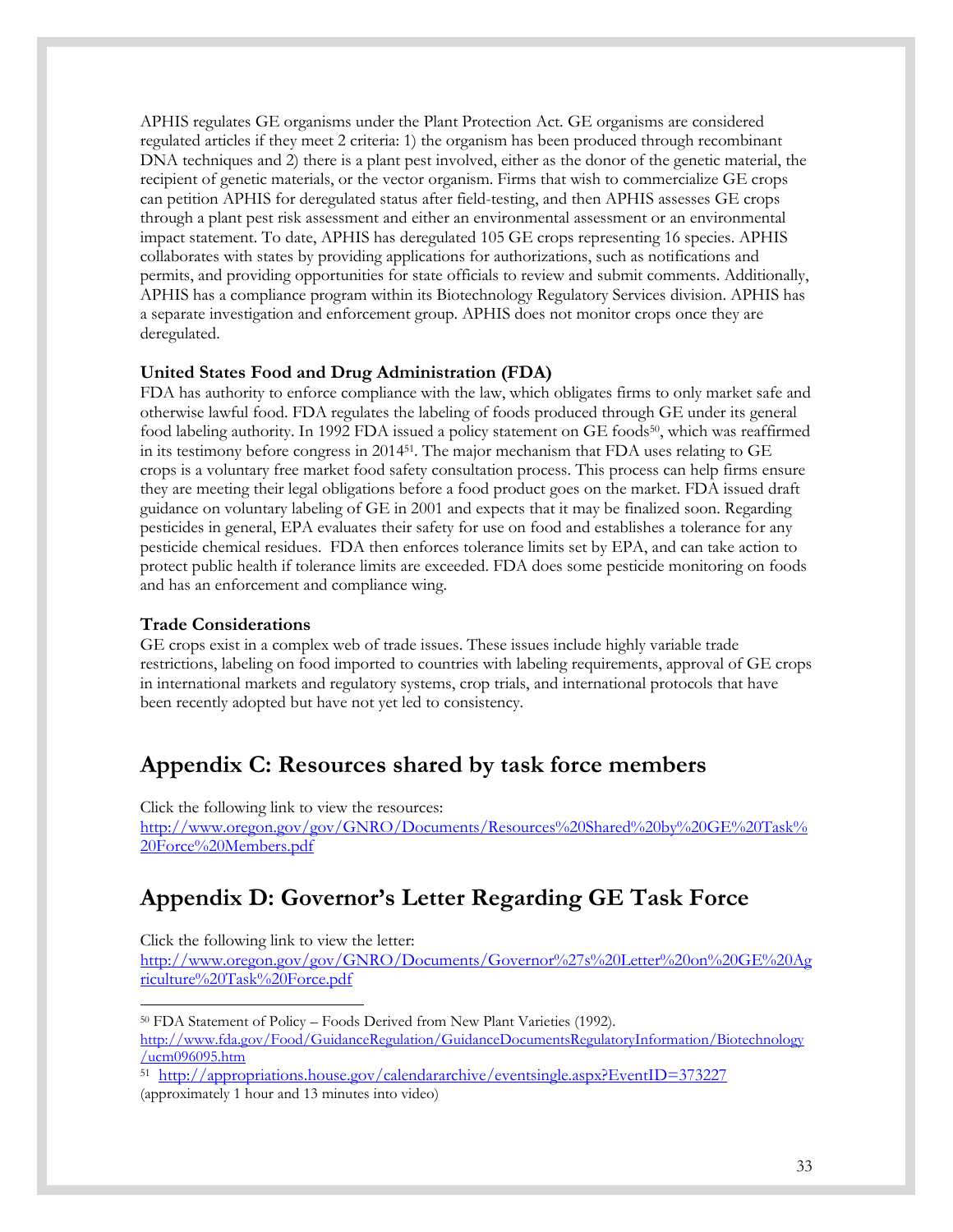APHIS regulates GE organisms under the Plant Protection Act. GE organisms are considered regulated articles if they meet 2 criteria: 1) the organism has been produced through recombinant DNA techniques and 2) there is a plant pest involved, either as the donor of the genetic material, the recipient of genetic materials, or the vector organism. Firms that wish to commercialize GE crops can petition APHIS for deregulated status after field-testing, and then APHIS assesses GE crops through a plant pest risk assessment and either an environmental assessment or an environmental impact statement. To date, APHIS has deregulated 105 GE crops representing 16 species. APHIS collaborates with states by providing applications for authorizations, such as notifications and permits, and providing opportunities for state officials to review and submit comments. Additionally, APHIS has a compliance program within its Biotechnology Regulatory Services division. APHIS has a separate investigation and enforcement group. APHIS does not monitor crops once they are deregulated.

**United States Food and Drug Administration (FDA)**

FDA has authority to enforce compliance with the law, which obligates firms to only market safe and otherwise lawful food. FDA regulates the labeling of foods produced through GE under its general food labeling authority. In 1992 FDA issued a policy statement on GE foods[50], which was reaffirmed in its testimony before congress in 2014[51]. The major mechanism that FDA uses relating to GE crops is a voluntary free market food safety consultation process. This process can help firms ensure they are meeting their legal obligations before a food product goes on the market. FDA issued draft guidance on voluntary labeling of GE in 2001 and expects that it may be finalized soon. Regarding pesticides in general, EPA evaluates their safety for use on food and establishes a tolerance for any pesticide chemical residues. FDA then enforces tolerance limits set by EPA, and can take action to protect public health if tolerance limits are exceeded. FDA does some pesticide monitoring on foods and has an enforcement and compliance wing.

**Trade Considerations**

GE crops exist in a complex web of trade issues. These issues include highly variable trade restrictions, labeling on food imported to countries with labeling requirements, approval of GE crops in international markets and regulatory systems, crop trials, and international protocols that have been recently adopted but have not yet led to consistency.

## Appendix C: Resources shared by task force members

Click the following link to view the resources:
http://www.oregon.gov/gov/GNRO/Documents/Resources%20Shared%20by%20GE%20Task%20Force%20Members.pdf

## Appendix D: Governor's Letter Regarding GE Task Force

Click the following link to view the letter:
http://www.oregon.gov/gov/GNRO/Documents/Governor%27s%20Letter%20on%20GE%20Agriculture%20Task%20Force.pdf

---

[50] FDA Statement of Policy – Foods Derived from New Plant Varieties (1992).
http://www.fda.gov/Food/GuidanceRegulation/GuidanceDocumentsRegulatoryInformation/Biotechnology/ucm096095.htm

[51] http://appropriations.house.gov/calendararchive/eventsingle.aspx?EventID=373227
(approximately 1 hour and 13 minutes into video)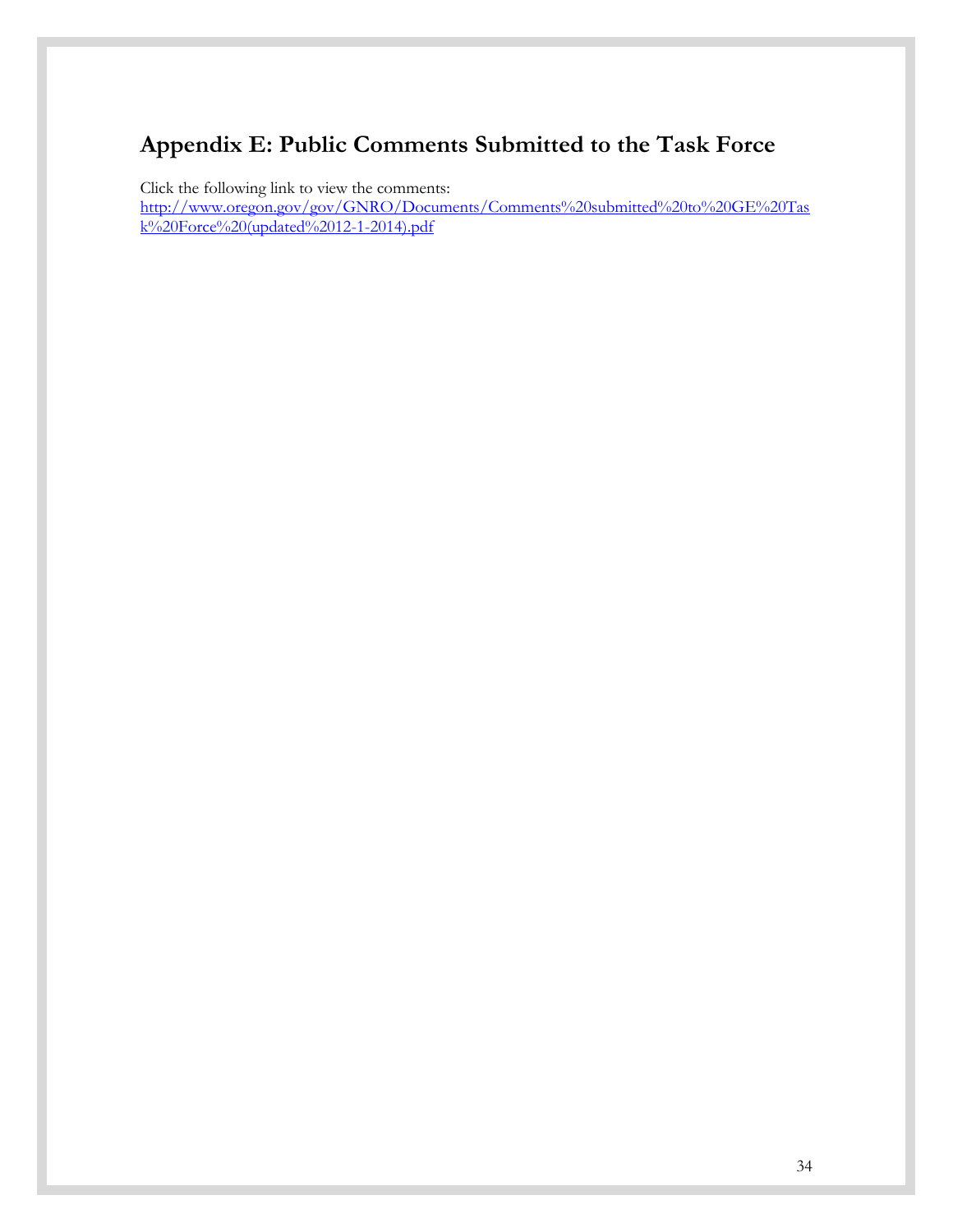# Appendix E: Public Comments Submitted to the Task Force

Click the following link to view the comments:
[http://www.oregon.gov/gov/GNRO/Documents/Comments%20submitted%20to%20GE%20Task%20Force%20(updated%2012-1-2014).pdf](http://www.oregon.gov/gov/GNRO/Documents/Comments%20submitted%20to%20GE%20Task%20Force%20(updated%2012-1-2014).pdf)